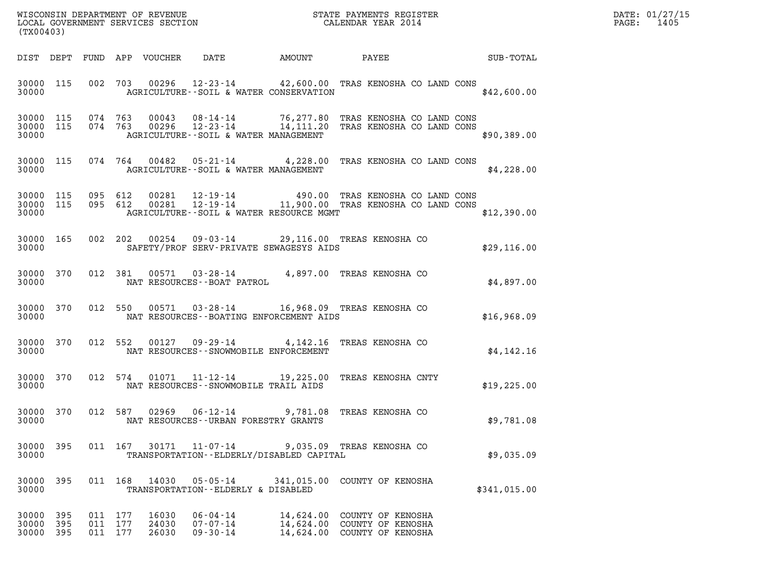WISCONSIN DEPARTMENT OF REVENUE
LOCAL GOVERNMENT SERVICES SECTION
(TX00403)

STATE PAYMENTS REGISTER
CALENDAR YEAR 2014

DATE: 01/27/15

| DIST | DEPT | FUND | APP | VOUCHER | DATE | AMOUNT | PAYEE | SUB-TOTAL |
|---|---|---|---|---|---|---|---|---|
| 30000 | 115 | 002 | 703 | 00296 | 12-23-14 | 42,600.00 | TRAS KENOSHA CO LAND CONS | |
| 30000 | | | | | AGRICULTURE--SOIL & WATER CONSERVATION | | | $42,600.00 |
| 30000 | 115 | 074 | 763 | 00043 | 08-14-14 | 76,277.80 | TRAS KENOSHA CO LAND CONS | |
| 30000 | 115 | 074 | 763 | 00296 | 12-23-14 | 14,111.20 | TRAS KENOSHA CO LAND CONS | |
| 30000 | | | | | AGRICULTURE--SOIL & WATER MANAGEMENT | | | $90,389.00 |
| 30000 | 115 | 074 | 764 | 00482 | 05-21-14 | 4,228.00 | TRAS KENOSHA CO LAND CONS | |
| 30000 | | | | | AGRICULTURE--SOIL & WATER MANAGEMENT | | | $4,228.00 |
| 30000 | 115 | 095 | 612 | 00281 | 12-19-14 | 490.00 | TRAS KENOSHA CO LAND CONS | |
| 30000 | 115 | 095 | 612 | 00281 | 12-19-14 | 11,900.00 | TRAS KENOSHA CO LAND CONS | |
| 30000 | | | | | AGRICULTURE--SOIL & WATER RESOURCE MGMT | | | $12,390.00 |
| 30000 | 165 | 002 | 202 | 00254 | 09-03-14 | 29,116.00 | TREAS KENOSHA CO | |
| 30000 | | | | | SAFETY/PROF SERV-PRIVATE SEWAGESYS AIDS | | | $29,116.00 |
| 30000 | 370 | 012 | 381 | 00571 | 03-28-14 | 4,897.00 | TREAS KENOSHA CO | |
| 30000 | | | | | NAT RESOURCES--BOAT PATROL | | | $4,897.00 |
| 30000 | 370 | 012 | 550 | 00571 | 03-28-14 | 16,968.09 | TREAS KENOSHA CO | |
| 30000 | | | | | NAT RESOURCES--BOATING ENFORCEMENT AIDS | | | $16,968.09 |
| 30000 | 370 | 012 | 552 | 00127 | 09-29-14 | 4,142.16 | TREAS KENOSHA CO | |
| 30000 | | | | | NAT RESOURCES--SNOWMOBILE ENFORCEMENT | | | $4,142.16 |
| 30000 | 370 | 012 | 574 | 01071 | 11-12-14 | 19,225.00 | TREAS KENOSHA CNTY | |
| 30000 | | | | | NAT RESOURCES--SNOWMOBILE TRAIL AIDS | | | $19,225.00 |
| 30000 | 370 | 012 | 587 | 02969 | 06-12-14 | 9,781.08 | TREAS KENOSHA CO | |
| 30000 | | | | | NAT RESOURCES--URBAN FORESTRY GRANTS | | | $9,781.08 |
| 30000 | 395 | 011 | 167 | 30171 | 11-07-14 | 9,035.09 | TREAS KENOSHA CO | |
| 30000 | | | | | TRANSPORTATION--ELDERLY/DISABLED CAPITAL | | | $9,035.09 |
| 30000 | 395 | 011 | 168 | 14030 | 05-05-14 | 341,015.00 | COUNTY OF KENOSHA | |
| 30000 | | | | | TRANSPORTATION--ELDERLY & DISABLED | | | $341,015.00 |
| 30000 | 395 | 011 | 177 | 16030 | 06-04-14 | 14,624.00 | COUNTY OF KENOSHA | |
| 30000 | 395 | 011 | 177 | 24030 | 07-07-14 | 14,624.00 | COUNTY OF KENOSHA | |
| 30000 | 395 | 011 | 177 | 26030 | 09-30-14 | 14,624.00 | COUNTY OF KENOSHA | |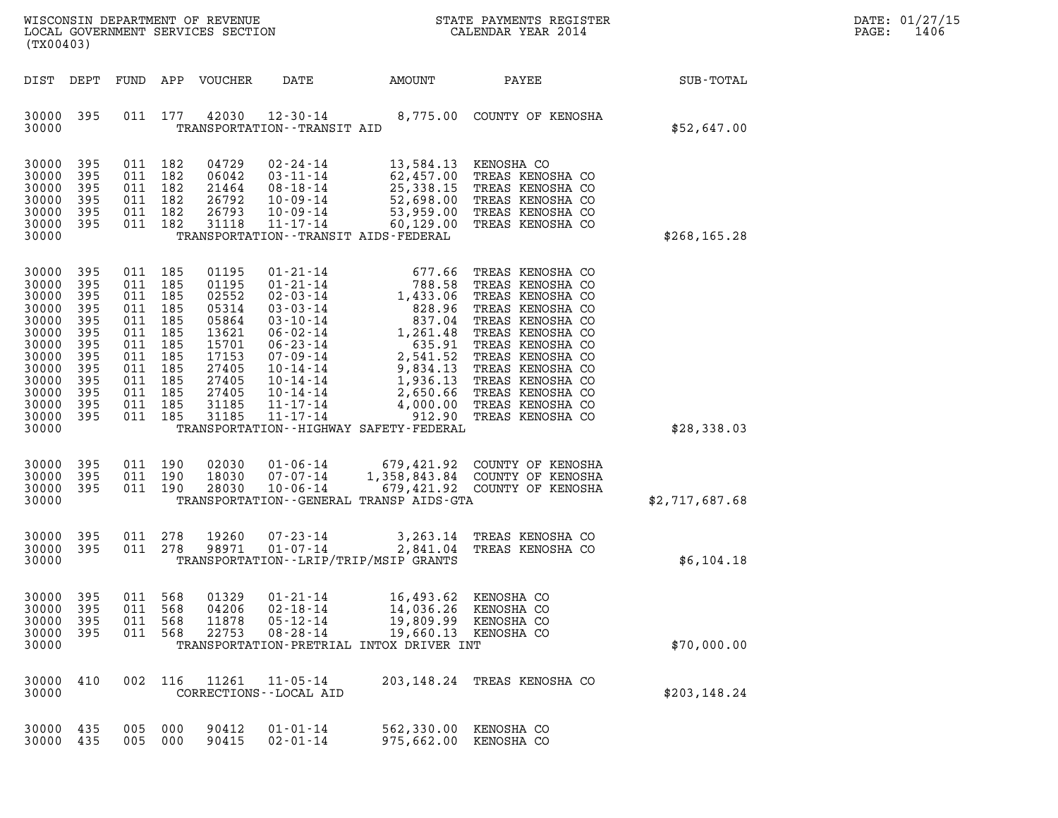WISCONSIN DEPARTMENT OF REVENUE
LOCAL GOVERNMENT SERVICES SECTION
(TX00403)

STATE PAYMENTS REGISTER
CALENDAR YEAR 2014

DATE: 01/27/15
PAGE: 1406

| DIST | DEPT | FUND | APP | VOUCHER | DATE | AMOUNT | PAYEE | SUB-TOTAL |
|---|---|---|---|---|---|---|---|---|
| 30000 | 395 | 011 | 177 | 42030 | 12-30-14 | 8,775.00 | COUNTY OF KENOSHA | |
| 30000 | | | | | TRANSPORTATION--TRANSIT AID | | | $52,647.00 |
| 30000 | 395 | 011 | 182 | 04729 | 02-24-14 | 13,584.13 | KENOSHA CO | |
| 30000 | 395 | 011 | 182 | 06042 | 03-11-14 | 62,457.00 | TREAS KENOSHA CO | |
| 30000 | 395 | 011 | 182 | 21464 | 08-18-14 | 25,338.15 | TREAS KENOSHA CO | |
| 30000 | 395 | 011 | 182 | 26792 | 10-09-14 | 52,698.00 | TREAS KENOSHA CO | |
| 30000 | 395 | 011 | 182 | 26793 | 10-09-14 | 53,959.00 | TREAS KENOSHA CO | |
| 30000 | 395 | 011 | 182 | 31118 | 11-17-14 | 60,129.00 | TREAS KENOSHA CO | |
| 30000 | | | | | TRANSPORTATION--TRANSIT AIDS-FEDERAL | | | $268,165.28 |
| 30000 | 395 | 011 | 185 | 01195 | 01-21-14 | 677.66 | TREAS KENOSHA CO | |
| 30000 | 395 | 011 | 185 | 01195 | 01-21-14 | 788.58 | TREAS KENOSHA CO | |
| 30000 | 395 | 011 | 185 | 02552 | 02-03-14 | 1,433.06 | TREAS KENOSHA CO | |
| 30000 | 395 | 011 | 185 | 05314 | 03-03-14 | 828.96 | TREAS KENOSHA CO | |
| 30000 | 395 | 011 | 185 | 05864 | 03-10-14 | 837.04 | TREAS KENOSHA CO | |
| 30000 | 395 | 011 | 185 | 13621 | 06-02-14 | 1,261.48 | TREAS KENOSHA CO | |
| 30000 | 395 | 011 | 185 | 15701 | 06-23-14 | 635.91 | TREAS KENOSHA CO | |
| 30000 | 395 | 011 | 185 | 17153 | 07-09-14 | 2,541.52 | TREAS KENOSHA CO | |
| 30000 | 395 | 011 | 185 | 27405 | 10-14-14 | 9,834.13 | TREAS KENOSHA CO | |
| 30000 | 395 | 011 | 185 | 27405 | 10-14-14 | 1,936.13 | TREAS KENOSHA CO | |
| 30000 | 395 | 011 | 185 | 27405 | 10-14-14 | 2,650.66 | TREAS KENOSHA CO | |
| 30000 | 395 | 011 | 185 | 31185 | 11-17-14 | 4,000.00 | TREAS KENOSHA CO | |
| 30000 | 395 | 011 | 185 | 31185 | 11-17-14 | 912.90 | TREAS KENOSHA CO | |
| 30000 | | | | | TRANSPORTATION--HIGHWAY SAFETY-FEDERAL | | | $28,338.03 |
| 30000 | 395 | 011 | 190 | 02030 | 01-06-14 | 679,421.92 | COUNTY OF KENOSHA | |
| 30000 | 395 | 011 | 190 | 18030 | 07-07-14 | 1,358,843.84 | COUNTY OF KENOSHA | |
| 30000 | 395 | 011 | 190 | 28030 | 10-06-14 | 679,421.92 | COUNTY OF KENOSHA | |
| 30000 | | | | | TRANSPORTATION--GENERAL TRANSP AIDS-GTA | | | $2,717,687.68 |
| 30000 | 395 | 011 | 278 | 19260 | 07-23-14 | 3,263.14 | TREAS KENOSHA CO | |
| 30000 | 395 | 011 | 278 | 98971 | 01-07-14 | 2,841.04 | TREAS KENOSHA CO | |
| 30000 | | | | | TRANSPORTATION--LRIP/TRIP/MSIP GRANTS | | | $6,104.18 |
| 30000 | 395 | 011 | 568 | 01329 | 01-21-14 | 16,493.62 | KENOSHA CO | |
| 30000 | 395 | 011 | 568 | 04206 | 02-18-14 | 14,036.26 | KENOSHA CO | |
| 30000 | 395 | 011 | 568 | 11878 | 05-12-14 | 19,809.99 | KENOSHA CO | |
| 30000 | 395 | 011 | 568 | 22753 | 08-28-14 | 19,660.13 | KENOSHA CO | |
| 30000 | | | | | TRANSPORTATION-PRETRIAL INTOX DRIVER INT | | | $70,000.00 |
| 30000 | 410 | 002 | 116 | 11261 | 11-05-14 | 203,148.24 | TREAS KENOSHA CO | |
| 30000 | | | | | CORRECTIONS--LOCAL AID | | | $203,148.24 |
| 30000 | 435 | 005 | 000 | 90412 | 01-01-14 | 562,330.00 | KENOSHA CO | |
| 30000 | 435 | 005 | 000 | 90415 | 02-01-14 | 975,662.00 | KENOSHA CO | |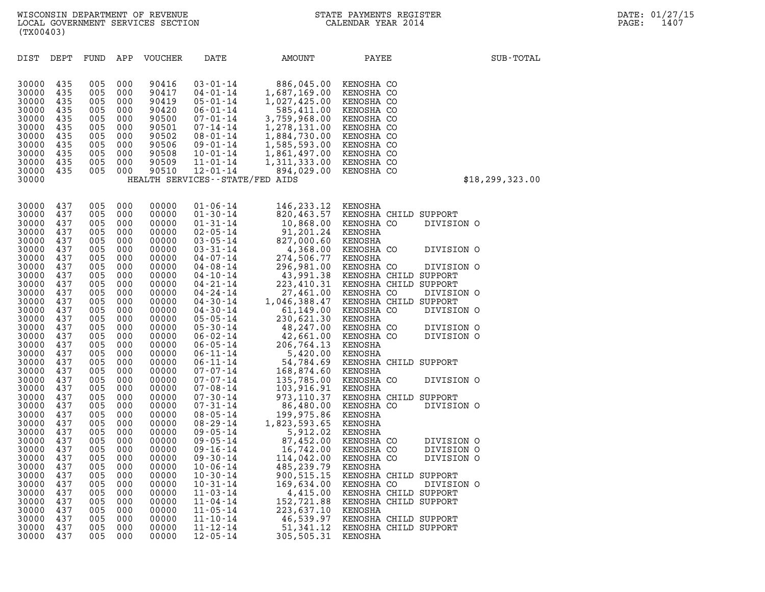WISCONSIN DEPARTMENT OF REVENUE
LOCAL GOVERNMENT SERVICES SECTION
(TX00403)

STATE PAYMENTS REGISTER
CALENDAR YEAR 2014

DATE: 01/27/15
PAGE: 1407

| DIST | DEPT | FUND | APP | VOUCHER | DATE | AMOUNT | PAYEE | SUB-TOTAL |
|---|---|---|---|---|---|---|---|---|
| 30000 | 435 | 005 | 000 | 90416 | 03-01-14 | 886,045.00 | KENOSHA CO | |
| 30000 | 435 | 005 | 000 | 90417 | 04-01-14 | 1,687,169.00 | KENOSHA CO | |
| 30000 | 435 | 005 | 000 | 90419 | 05-01-14 | 1,027,425.00 | KENOSHA CO | |
| 30000 | 435 | 005 | 000 | 90420 | 06-01-14 | 585,411.00 | KENOSHA CO | |
| 30000 | 435 | 005 | 000 | 90500 | 07-01-14 | 3,759,968.00 | KENOSHA CO | |
| 30000 | 435 | 005 | 000 | 90501 | 07-14-14 | 1,278,131.00 | KENOSHA CO | |
| 30000 | 435 | 005 | 000 | 90502 | 08-01-14 | 1,884,730.00 | KENOSHA CO | |
| 30000 | 435 | 005 | 000 | 90506 | 09-01-14 | 1,585,593.00 | KENOSHA CO | |
| 30000 | 435 | 005 | 000 | 90508 | 10-01-14 | 1,861,497.00 | KENOSHA CO | |
| 30000 | 435 | 005 | 000 | 90509 | 11-01-14 | 1,311,333.00 | KENOSHA CO | |
| 30000 | 435 | 005 | 000 | 90510 | 12-01-14 | 894,029.00 | KENOSHA CO | |
| 30000 | | | | | HEALTH SERVICES--STATE/FED AIDS | | | $18,299,323.00 |
| 30000 | 437 | 005 | 000 | 00000 | 01-06-14 | 146,233.12 | KENOSHA | |
| 30000 | 437 | 005 | 000 | 00000 | 01-30-14 | 820,463.57 | KENOSHA CHILD SUPPORT | |
| 30000 | 437 | 005 | 000 | 00000 | 01-31-14 | 10,868.00 | KENOSHA CO DIVISION O | |
| 30000 | 437 | 005 | 000 | 00000 | 02-05-14 | 91,201.24 | KENOSHA | |
| 30000 | 437 | 005 | 000 | 00000 | 03-05-14 | 827,000.60 | KENOSHA | |
| 30000 | 437 | 005 | 000 | 00000 | 03-31-14 | 4,368.00 | KENOSHA CO DIVISION O | |
| 30000 | 437 | 005 | 000 | 00000 | 04-07-14 | 274,506.77 | KENOSHA | |
| 30000 | 437 | 005 | 000 | 00000 | 04-08-14 | 296,981.00 | KENOSHA CO DIVISION O | |
| 30000 | 437 | 005 | 000 | 00000 | 04-10-14 | 43,991.38 | KENOSHA CHILD SUPPORT | |
| 30000 | 437 | 005 | 000 | 00000 | 04-21-14 | 223,410.31 | KENOSHA CHILD SUPPORT | |
| 30000 | 437 | 005 | 000 | 00000 | 04-24-14 | 27,461.00 | KENOSHA CO DIVISION O | |
| 30000 | 437 | 005 | 000 | 00000 | 04-30-14 | 1,046,388.47 | KENOSHA CHILD SUPPORT | |
| 30000 | 437 | 005 | 000 | 00000 | 04-30-14 | 61,149.00 | KENOSHA CO DIVISION O | |
| 30000 | 437 | 005 | 000 | 00000 | 05-05-14 | 230,621.30 | KENOSHA | |
| 30000 | 437 | 005 | 000 | 00000 | 05-30-14 | 48,247.00 | KENOSHA CO DIVISION O | |
| 30000 | 437 | 005 | 000 | 00000 | 06-02-14 | 42,661.00 | KENOSHA CO DIVISION O | |
| 30000 | 437 | 005 | 000 | 00000 | 06-05-14 | 206,764.13 | KENOSHA | |
| 30000 | 437 | 005 | 000 | 00000 | 06-11-14 | 5,420.00 | KENOSHA | |
| 30000 | 437 | 005 | 000 | 00000 | 06-11-14 | 54,784.69 | KENOSHA CHILD SUPPORT | |
| 30000 | 437 | 005 | 000 | 00000 | 07-07-14 | 168,874.60 | KENOSHA | |
| 30000 | 437 | 005 | 000 | 00000 | 07-07-14 | 135,785.00 | KENOSHA CO DIVISION O | |
| 30000 | 437 | 005 | 000 | 00000 | 07-08-14 | 103,916.91 | KENOSHA | |
| 30000 | 437 | 005 | 000 | 00000 | 07-30-14 | 973,110.37 | KENOSHA CHILD SUPPORT | |
| 30000 | 437 | 005 | 000 | 00000 | 07-31-14 | 86,480.00 | KENOSHA CO DIVISION O | |
| 30000 | 437 | 005 | 000 | 00000 | 08-05-14 | 199,975.86 | KENOSHA | |
| 30000 | 437 | 005 | 000 | 00000 | 08-29-14 | 1,823,593.65 | KENOSHA | |
| 30000 | 437 | 005 | 000 | 00000 | 09-05-14 | 5,912.02 | KENOSHA | |
| 30000 | 437 | 005 | 000 | 00000 | 09-05-14 | 87,452.00 | KENOSHA CO DIVISION O | |
| 30000 | 437 | 005 | 000 | 00000 | 09-16-14 | 16,742.00 | KENOSHA CO DIVISION O | |
| 30000 | 437 | 005 | 000 | 00000 | 09-30-14 | 114,042.00 | KENOSHA CO DIVISION O | |
| 30000 | 437 | 005 | 000 | 00000 | 10-06-14 | 485,239.79 | KENOSHA | |
| 30000 | 437 | 005 | 000 | 00000 | 10-30-14 | 900,515.15 | KENOSHA CHILD SUPPORT | |
| 30000 | 437 | 005 | 000 | 00000 | 10-31-14 | 169,634.00 | KENOSHA CO DIVISION O | |
| 30000 | 437 | 005 | 000 | 00000 | 11-03-14 | 4,415.00 | KENOSHA CHILD SUPPORT | |
| 30000 | 437 | 005 | 000 | 00000 | 11-04-14 | 152,721.88 | KENOSHA CHILD SUPPORT | |
| 30000 | 437 | 005 | 000 | 00000 | 11-05-14 | 223,637.10 | KENOSHA | |
| 30000 | 437 | 005 | 000 | 00000 | 11-10-14 | 46,539.97 | KENOSHA CHILD SUPPORT | |
| 30000 | 437 | 005 | 000 | 00000 | 11-12-14 | 51,341.12 | KENOSHA CHILD SUPPORT | |
| 30000 | 437 | 005 | 000 | 00000 | 12-05-14 | 305,505.31 | KENOSHA | |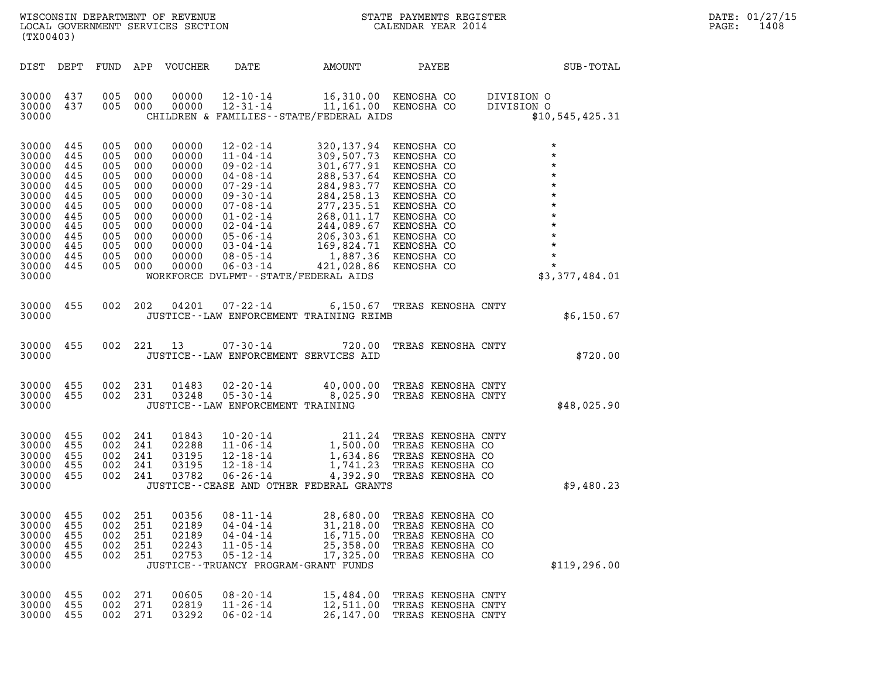| DIST | DEPT | FUND | APP | VOUCHER | DATE | AMOUNT | PAYEE | SUB-TOTAL |
|---|---|---|---|---|---|---|---|---|
| 30000 | 437 | 005 | 000 | 00000 | 12-10-14 | 16,310.00 | KENOSHA CO DIVISION O | |
| 30000 | 437 | 005 | 000 | 00000 | 12-31-14 | 11,161.00 | KENOSHA CO DIVISION O | |
| 30000 | | | | | CHILDREN & FAMILIES--STATE/FEDERAL AIDS | | | $10,545,425.31 |
| 30000 | 445 | 005 | 000 | 00000 | 12-02-14 | 320,137.94 | KENOSHA CO | * |
| 30000 | 445 | 005 | 000 | 00000 | 11-04-14 | 309,507.73 | KENOSHA CO | * |
| 30000 | 445 | 005 | 000 | 00000 | 09-02-14 | 301,677.91 | KENOSHA CO | * |
| 30000 | 445 | 005 | 000 | 00000 | 04-08-14 | 288,537.64 | KENOSHA CO | * |
| 30000 | 445 | 005 | 000 | 00000 | 07-29-14 | 284,983.77 | KENOSHA CO | * |
| 30000 | 445 | 005 | 000 | 00000 | 09-30-14 | 284,258.13 | KENOSHA CO | * |
| 30000 | 445 | 005 | 000 | 00000 | 07-08-14 | 277,235.51 | KENOSHA CO | * |
| 30000 | 445 | 005 | 000 | 00000 | 01-02-14 | 268,011.17 | KENOSHA CO | * |
| 30000 | 445 | 005 | 000 | 00000 | 02-04-14 | 244,089.67 | KENOSHA CO | * |
| 30000 | 445 | 005 | 000 | 00000 | 05-06-14 | 206,303.61 | KENOSHA CO | * |
| 30000 | 445 | 005 | 000 | 00000 | 03-04-14 | 169,824.71 | KENOSHA CO | * |
| 30000 | 445 | 005 | 000 | 00000 | 08-05-14 | 1,887.36 | KENOSHA CO | * |
| 30000 | 445 | 005 | 000 | 00000 | 06-03-14 | 421,028.86 | KENOSHA CO | * |
| 30000 | | | | | WORKFORCE DVLPMT--STATE/FEDERAL AIDS | | | $3,377,484.01 |
| 30000 | 455 | 002 | 202 | 04201 | 07-22-14 | 6,150.67 | TREAS KENOSHA CNTY | |
| 30000 | | | | | JUSTICE--LAW ENFORCEMENT TRAINING REIMB | | | $6,150.67 |
| 30000 | 455 | 002 | 221 | 13 | 07-30-14 | 720.00 | TREAS KENOSHA CNTY | |
| 30000 | | | | | JUSTICE--LAW ENFORCEMENT SERVICES AID | | | $720.00 |
| 30000 | 455 | 002 | 231 | 01483 | 02-20-14 | 40,000.00 | TREAS KENOSHA CNTY | |
| 30000 | 455 | 002 | 231 | 03248 | 05-30-14 | 8,025.90 | TREAS KENOSHA CNTY | |
| 30000 | | | | | JUSTICE--LAW ENFORCEMENT TRAINING | | | $48,025.90 |
| 30000 | 455 | 002 | 241 | 01843 | 10-20-14 | 211.24 | TREAS KENOSHA CNTY | |
| 30000 | 455 | 002 | 241 | 02288 | 11-06-14 | 1,500.00 | TREAS KENOSHA CO | |
| 30000 | 455 | 002 | 241 | 03195 | 12-18-14 | 1,634.86 | TREAS KENOSHA CO | |
| 30000 | 455 | 002 | 241 | 03195 | 12-18-14 | 1,741.23 | TREAS KENOSHA CO | |
| 30000 | 455 | 002 | 241 | 03782 | 06-26-14 | 4,392.90 | TREAS KENOSHA CO | |
| 30000 | | | | | JUSTICE--CEASE AND OTHER FEDERAL GRANTS | | | $9,480.23 |
| 30000 | 455 | 002 | 251 | 00356 | 08-11-14 | 28,680.00 | TREAS KENOSHA CO | |
| 30000 | 455 | 002 | 251 | 02189 | 04-04-14 | 31,218.00 | TREAS KENOSHA CO | |
| 30000 | 455 | 002 | 251 | 02189 | 04-04-14 | 16,715.00 | TREAS KENOSHA CO | |
| 30000 | 455 | 002 | 251 | 02243 | 11-05-14 | 25,358.00 | TREAS KENOSHA CO | |
| 30000 | 455 | 002 | 251 | 02753 | 05-12-14 | 17,325.00 | TREAS KENOSHA CO | |
| 30000 | | | | | JUSTICE--TRUANCY PROGRAM-GRANT FUNDS | | | $119,296.00 |
| 30000 | 455 | 002 | 271 | 00605 | 08-20-14 | 15,484.00 | TREAS KENOSHA CNTY | |
| 30000 | 455 | 002 | 271 | 02819 | 11-26-14 | 12,511.00 | TREAS KENOSHA CNTY | |
| 30000 | 455 | 002 | 271 | 03292 | 06-02-14 | 26,147.00 | TREAS KENOSHA CNTY | |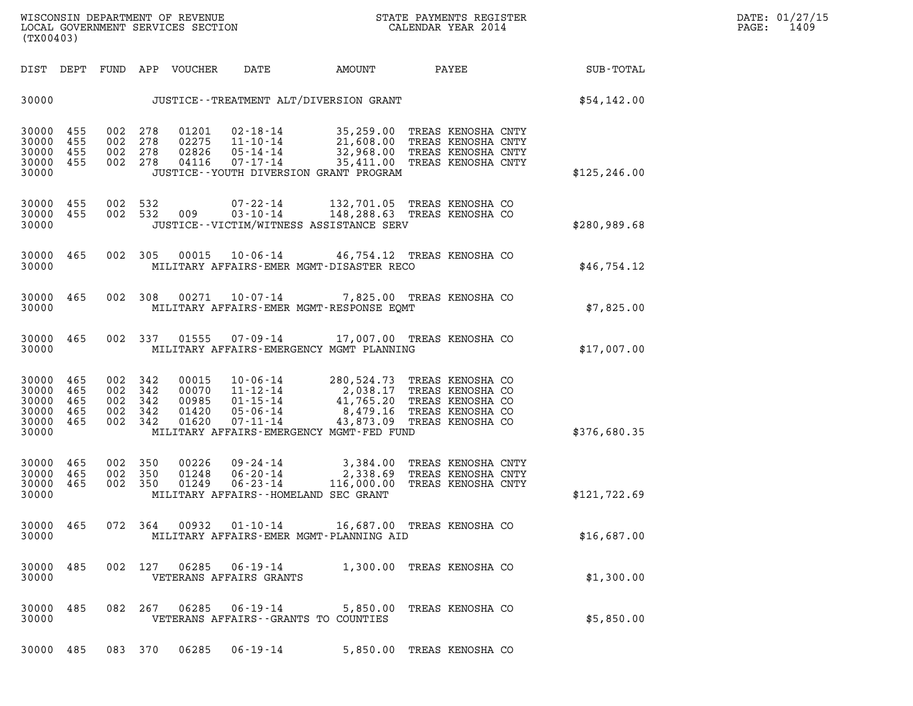WISCONSIN DEPARTMENT OF REVENUE
LOCAL GOVERNMENT SERVICES SECTION
(TX00403)

STATE PAYMENTS REGISTER
CALENDAR YEAR 2014

| DIST | DEPT | FUND | APP | VOUCHER | DATE | AMOUNT | PAYEE | SUB-TOTAL |
|---|---|---|---|---|---|---|---|---|
| 30000 | | | | | JUSTICE--TREATMENT ALT/DIVERSION GRANT | | | $54,142.00 |
| 30000 | 455 | 002 | 278 | 01201 | 02-18-14 | 35,259.00 | TREAS KENOSHA CNTY | |
| 30000 | 455 | 002 | 278 | 02275 | 11-10-14 | 21,608.00 | TREAS KENOSHA CNTY | |
| 30000 | 455 | 002 | 278 | 02826 | 05-14-14 | 32,968.00 | TREAS KENOSHA CNTY | |
| 30000 | 455 | 002 | 278 | 04116 | 07-17-14 | 35,411.00 | TREAS KENOSHA CNTY | |
| 30000 | | | | | JUSTICE--YOUTH DIVERSION GRANT PROGRAM | | | $125,246.00 |
| 30000 | 455 | 002 | 532 | | 07-22-14 | 132,701.05 | TREAS KENOSHA CO | |
| 30000 | 455 | 002 | 532 | 009 | 03-10-14 | 148,288.63 | TREAS KENOSHA CO | |
| 30000 | | | | | JUSTICE--VICTIM/WITNESS ASSISTANCE SERV | | | $280,989.68 |
| 30000 | 465 | 002 | 305 | 00015 | 10-06-14 | 46,754.12 | TREAS KENOSHA CO | |
| 30000 | | | | | MILITARY AFFAIRS-EMER MGMT-DISASTER RECO | | | $46,754.12 |
| 30000 | 465 | 002 | 308 | 00271 | 10-07-14 | 7,825.00 | TREAS KENOSHA CO | |
| 30000 | | | | | MILITARY AFFAIRS-EMER MGMT-RESPONSE EQMT | | | $7,825.00 |
| 30000 | 465 | 002 | 337 | 01555 | 07-09-14 | 17,007.00 | TREAS KENOSHA CO | |
| 30000 | | | | | MILITARY AFFAIRS-EMERGENCY MGMT PLANNING | | | $17,007.00 |
| 30000 | 465 | 002 | 342 | 00015 | 10-06-14 | 280,524.73 | TREAS KENOSHA CO | |
| 30000 | 465 | 002 | 342 | 00070 | 11-12-14 | 2,038.17 | TREAS KENOSHA CO | |
| 30000 | 465 | 002 | 342 | 00985 | 01-15-14 | 41,765.20 | TREAS KENOSHA CO | |
| 30000 | 465 | 002 | 342 | 01420 | 05-06-14 | 8,479.16 | TREAS KENOSHA CO | |
| 30000 | 465 | 002 | 342 | 01620 | 07-11-14 | 43,873.09 | TREAS KENOSHA CO | |
| 30000 | | | | | MILITARY AFFAIRS-EMERGENCY MGMT-FED FUND | | | $376,680.35 |
| 30000 | 465 | 002 | 350 | 00226 | 09-24-14 | 3,384.00 | TREAS KENOSHA CNTY | |
| 30000 | 465 | 002 | 350 | 01248 | 06-20-14 | 2,338.69 | TREAS KENOSHA CNTY | |
| 30000 | 465 | 002 | 350 | 01249 | 06-23-14 | 116,000.00 | TREAS KENOSHA CNTY | |
| 30000 | | | | | MILITARY AFFAIRS--HOMELAND SEC GRANT | | | $121,722.69 |
| 30000 | 465 | 072 | 364 | 00932 | 01-10-14 | 16,687.00 | TREAS KENOSHA CO | |
| 30000 | | | | | MILITARY AFFAIRS-EMER MGMT-PLANNING AID | | | $16,687.00 |
| 30000 | 485 | 002 | 127 | 06285 | 06-19-14 | 1,300.00 | TREAS KENOSHA CO | |
| 30000 | | | | | VETERANS AFFAIRS GRANTS | | | $1,300.00 |
| 30000 | 485 | 082 | 267 | 06285 | 06-19-14 | 5,850.00 | TREAS KENOSHA CO | |
| 30000 | | | | | VETERANS AFFAIRS--GRANTS TO COUNTIES | | | $5,850.00 |
| 30000 | 485 | 083 | 370 | 06285 | 06-19-14 | 5,850.00 | TREAS KENOSHA CO | |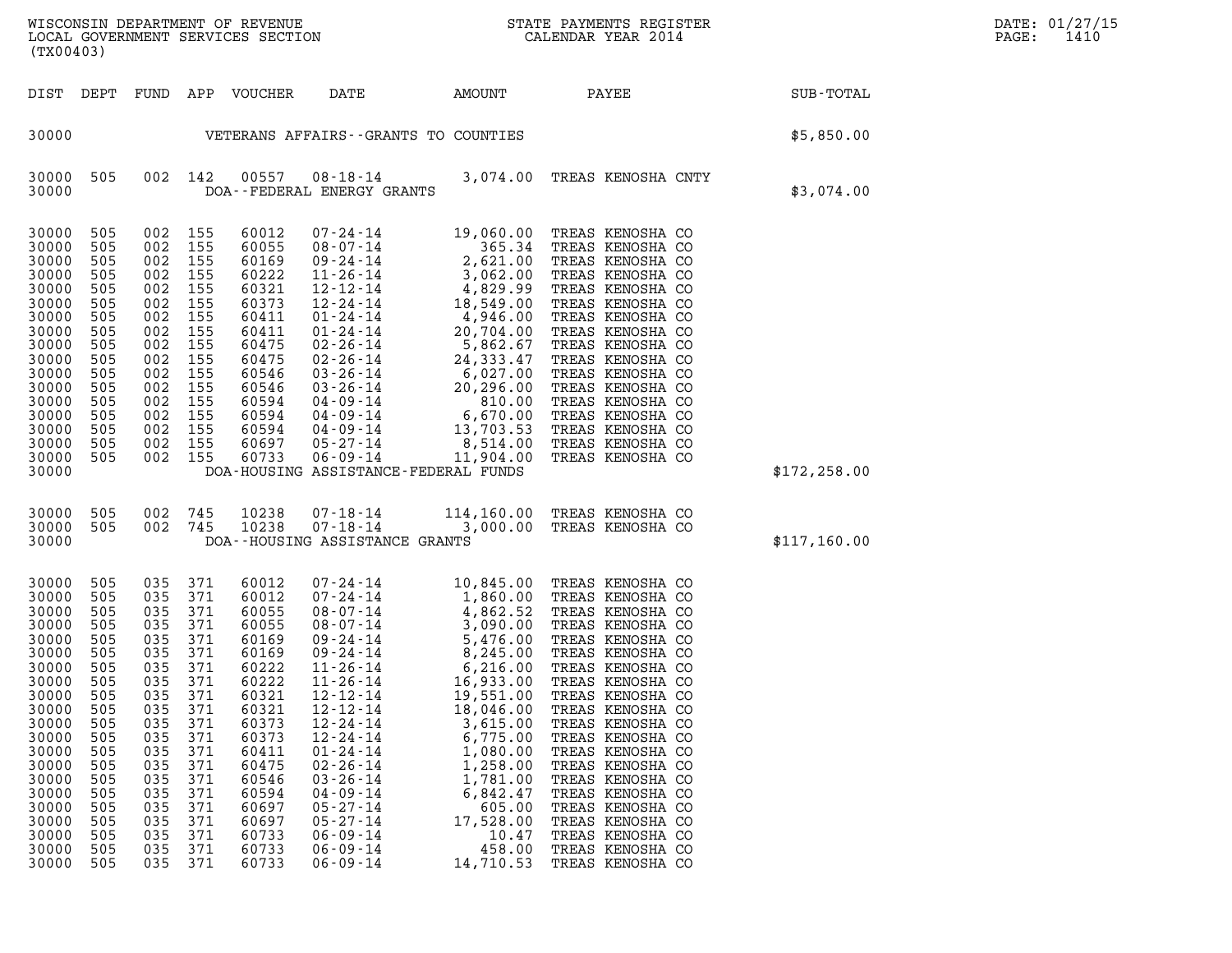WISCONSIN DEPARTMENT OF REVENUE
LOCAL GOVERNMENT SERVICES SECTION
(TX00403)

STATE PAYMENTS REGISTER
CALENDAR YEAR 2014

DATE: 01/27/15
PAGE: 1410

| DIST | DEPT | FUND | APP | VOUCHER | DATE | AMOUNT | PAYEE | SUB-TOTAL |
|---|---|---|---|---|---|---|---|---|
| 30000 | | | | | VETERANS AFFAIRS--GRANTS TO COUNTIES | | | $5,850.00 |
| 30000 | 505 | 002 | 142 | 00557 | 08-18-14 | 3,074.00 | TREAS KENOSHA CNTY | |
| 30000 | | | | | DOA--FEDERAL ENERGY GRANTS | | | $3,074.00 |
| 30000 | 505 | 002 | 155 | 60012 | 07-24-14 | 19,060.00 | TREAS KENOSHA CO | |
| 30000 | 505 | 002 | 155 | 60055 | 08-07-14 | 365.34 | TREAS KENOSHA CO | |
| 30000 | 505 | 002 | 155 | 60169 | 09-24-14 | 2,621.00 | TREAS KENOSHA CO | |
| 30000 | 505 | 002 | 155 | 60222 | 11-26-14 | 3,062.00 | TREAS KENOSHA CO | |
| 30000 | 505 | 002 | 155 | 60321 | 12-12-14 | 4,829.99 | TREAS KENOSHA CO | |
| 30000 | 505 | 002 | 155 | 60373 | 12-24-14 | 18,549.00 | TREAS KENOSHA CO | |
| 30000 | 505 | 002 | 155 | 60411 | 01-24-14 | 4,946.00 | TREAS KENOSHA CO | |
| 30000 | 505 | 002 | 155 | 60411 | 01-24-14 | 20,704.00 | TREAS KENOSHA CO | |
| 30000 | 505 | 002 | 155 | 60475 | 02-26-14 | 5,862.67 | TREAS KENOSHA CO | |
| 30000 | 505 | 002 | 155 | 60475 | 02-26-14 | 24,333.47 | TREAS KENOSHA CO | |
| 30000 | 505 | 002 | 155 | 60546 | 03-26-14 | 6,027.00 | TREAS KENOSHA CO | |
| 30000 | 505 | 002 | 155 | 60546 | 03-26-14 | 20,296.00 | TREAS KENOSHA CO | |
| 30000 | 505 | 002 | 155 | 60594 | 04-09-14 | 810.00 | TREAS KENOSHA CO | |
| 30000 | 505 | 002 | 155 | 60594 | 04-09-14 | 6,670.00 | TREAS KENOSHA CO | |
| 30000 | 505 | 002 | 155 | 60594 | 04-09-14 | 13,703.53 | TREAS KENOSHA CO | |
| 30000 | 505 | 002 | 155 | 60697 | 05-27-14 | 8,514.00 | TREAS KENOSHA CO | |
| 30000 | 505 | 002 | 155 | 60733 | 06-09-14 | 11,904.00 | TREAS KENOSHA CO | |
| 30000 | | | | | DOA-HOUSING ASSISTANCE-FEDERAL FUNDS | | | $172,258.00 |
| 30000 | 505 | 002 | 745 | 10238 | 07-18-14 | 114,160.00 | TREAS KENOSHA CO | |
| 30000 | 505 | 002 | 745 | 10238 | 07-18-14 | 3,000.00 | TREAS KENOSHA CO | |
| 30000 | | | | | DOA--HOUSING ASSISTANCE GRANTS | | | $117,160.00 |
| 30000 | 505 | 035 | 371 | 60012 | 07-24-14 | 10,845.00 | TREAS KENOSHA CO | |
| 30000 | 505 | 035 | 371 | 60012 | 07-24-14 | 1,860.00 | TREAS KENOSHA CO | |
| 30000 | 505 | 035 | 371 | 60055 | 08-07-14 | 4,862.52 | TREAS KENOSHA CO | |
| 30000 | 505 | 035 | 371 | 60055 | 08-07-14 | 3,090.00 | TREAS KENOSHA CO | |
| 30000 | 505 | 035 | 371 | 60169 | 09-24-14 | 5,476.00 | TREAS KENOSHA CO | |
| 30000 | 505 | 035 | 371 | 60169 | 09-24-14 | 8,245.00 | TREAS KENOSHA CO | |
| 30000 | 505 | 035 | 371 | 60222 | 11-26-14 | 6,216.00 | TREAS KENOSHA CO | |
| 30000 | 505 | 035 | 371 | 60222 | 11-26-14 | 16,933.00 | TREAS KENOSHA CO | |
| 30000 | 505 | 035 | 371 | 60321 | 12-12-14 | 19,551.00 | TREAS KENOSHA CO | |
| 30000 | 505 | 035 | 371 | 60321 | 12-12-14 | 18,046.00 | TREAS KENOSHA CO | |
| 30000 | 505 | 035 | 371 | 60373 | 12-24-14 | 3,615.00 | TREAS KENOSHA CO | |
| 30000 | 505 | 035 | 371 | 60373 | 12-24-14 | 6,775.00 | TREAS KENOSHA CO | |
| 30000 | 505 | 035 | 371 | 60411 | 01-24-14 | 1,080.00 | TREAS KENOSHA CO | |
| 30000 | 505 | 035 | 371 | 60475 | 02-26-14 | 1,258.00 | TREAS KENOSHA CO | |
| 30000 | 505 | 035 | 371 | 60546 | 03-26-14 | 1,781.00 | TREAS KENOSHA CO | |
| 30000 | 505 | 035 | 371 | 60594 | 04-09-14 | 6,842.47 | TREAS KENOSHA CO | |
| 30000 | 505 | 035 | 371 | 60697 | 05-27-14 | 605.00 | TREAS KENOSHA CO | |
| 30000 | 505 | 035 | 371 | 60697 | 05-27-14 | 17,528.00 | TREAS KENOSHA CO | |
| 30000 | 505 | 035 | 371 | 60733 | 06-09-14 | 10.47 | TREAS KENOSHA CO | |
| 30000 | 505 | 035 | 371 | 60733 | 06-09-14 | 458.00 | TREAS KENOSHA CO | |
| 30000 | 505 | 035 | 371 | 60733 | 06-09-14 | 14,710.53 | TREAS KENOSHA CO | |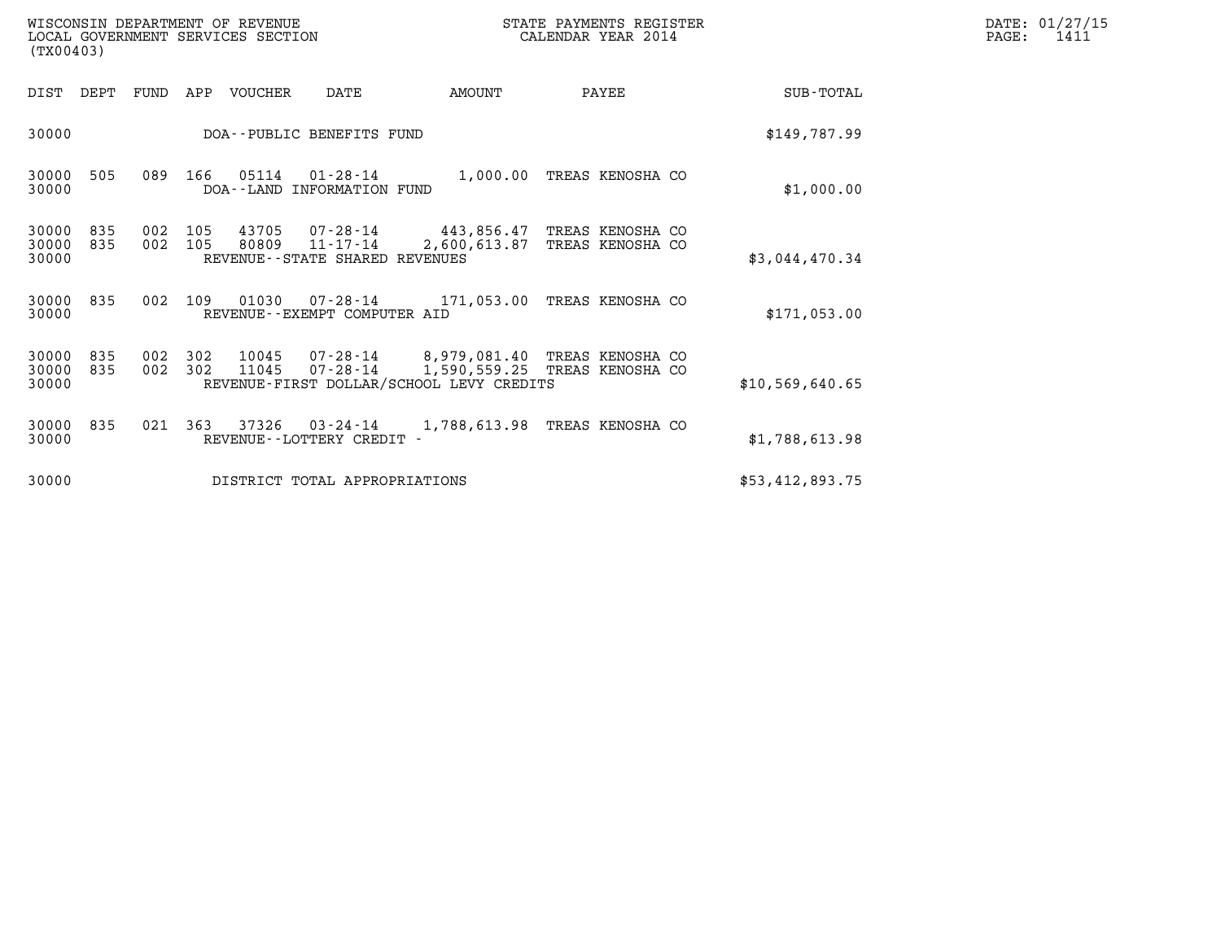| DIST | DEPT | FUND | APP | VOUCHER | DATE | AMOUNT | PAYEE | SUB-TOTAL |
|---|---|---|---|---|---|---|---|---|
| 30000 | | | | DOA--PUBLIC BENEFITS FUND | | | | $149,787.99 |
| 30000 | 505 | 089 | 166 | 05114 | 01-28-14 | 1,000.00 | TREAS KENOSHA CO | |
| 30000 | | | | DOA--LAND INFORMATION FUND | | | | $1,000.00 |
| 30000 | 835 | 002 | 105 | 43705 | 07-28-14 | 443,856.47 | TREAS KENOSHA CO | |
| 30000 | 835 | 002 | 105 | 80809 | 11-17-14 | 2,600,613.87 | TREAS KENOSHA CO | |
| 30000 | | | | REVENUE--STATE SHARED REVENUES | | | | $3,044,470.34 |
| 30000 | 835 | 002 | 109 | 01030 | 07-28-14 | 171,053.00 | TREAS KENOSHA CO | |
| 30000 | | | | REVENUE--EXEMPT COMPUTER AID | | | | $171,053.00 |
| 30000 | 835 | 002 | 302 | 10045 | 07-28-14 | 8,979,081.40 | TREAS KENOSHA CO | |
| 30000 | 835 | 002 | 302 | 11045 | 07-28-14 | 1,590,559.25 | TREAS KENOSHA CO | |
| 30000 | | | | REVENUE-FIRST DOLLAR/SCHOOL LEVY CREDITS | | | | $10,569,640.65 |
| 30000 | 835 | 021 | 363 | 37326 | 03-24-14 | 1,788,613.98 | TREAS KENOSHA CO | |
| 30000 | | | | REVENUE--LOTTERY CREDIT - | | | | $1,788,613.98 |
| 30000 | | | | DISTRICT TOTAL APPROPRIATIONS | | | | $53,412,893.75 |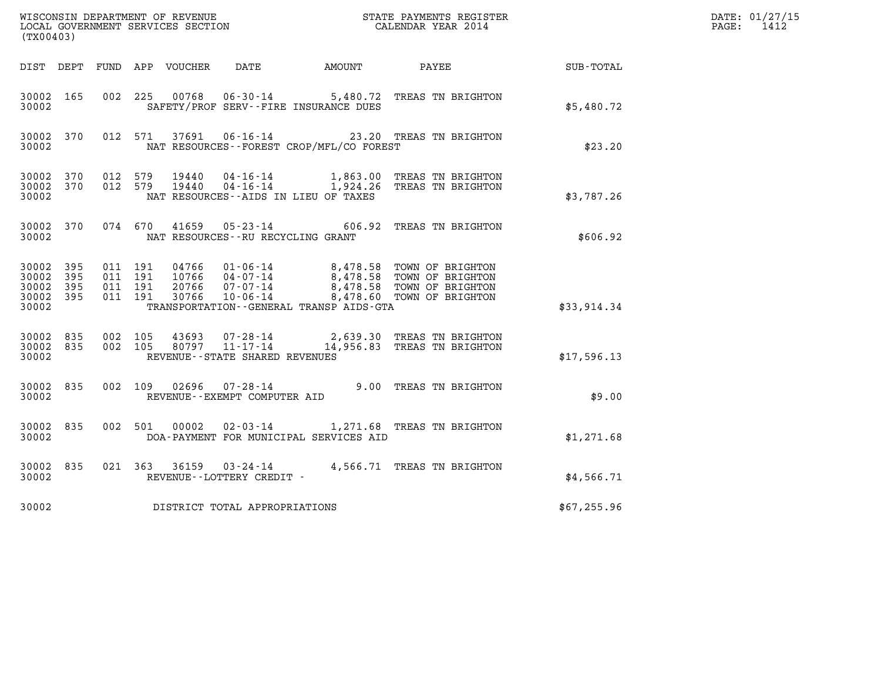WISCONSIN DEPARTMENT OF REVENUE
LOCAL GOVERNMENT SERVICES SECTION
(TX00403)

STATE PAYMENTS REGISTER
CALENDAR YEAR 2014

| DIST | DEPT | FUND | APP | VOUCHER | DATE | AMOUNT | PAYEE | SUB-TOTAL |
|---|---|---|---|---|---|---|---|---|
| 30002 | 165 | 002 | 225 | 00768 | 06-30-14 | 5,480.72 | TREAS TN BRIGHTON | |
| 30002 | | | | | SAFETY/PROF SERV--FIRE INSURANCE DUES | | | $5,480.72 |
| 30002 | 370 | 012 | 571 | 37691 | 06-16-14 | 23.20 | TREAS TN BRIGHTON | |
| 30002 | | | | | NAT RESOURCES--FOREST CROP/MFL/CO FOREST | | | $23.20 |
| 30002 | 370 | 012 | 579 | 19440 | 04-16-14 | 1,863.00 | TREAS TN BRIGHTON | |
| 30002 | 370 | 012 | 579 | 19440 | 04-16-14 | 1,924.26 | TREAS TN BRIGHTON | |
| 30002 | | | | | NAT RESOURCES--AIDS IN LIEU OF TAXES | | | $3,787.26 |
| 30002 | 370 | 074 | 670 | 41659 | 05-23-14 | 606.92 | TREAS TN BRIGHTON | |
| 30002 | | | | | NAT RESOURCES--RU RECYCLING GRANT | | | $606.92 |
| 30002 | 395 | 011 | 191 | 04766 | 01-06-14 | 8,478.58 | TOWN OF BRIGHTON | |
| 30002 | 395 | 011 | 191 | 10766 | 04-07-14 | 8,478.58 | TOWN OF BRIGHTON | |
| 30002 | 395 | 011 | 191 | 20766 | 07-07-14 | 8,478.58 | TOWN OF BRIGHTON | |
| 30002 | 395 | 011 | 191 | 30766 | 10-06-14 | 8,478.60 | TOWN OF BRIGHTON | |
| 30002 | | | | | TRANSPORTATION--GENERAL TRANSP AIDS-GTA | | | $33,914.34 |
| 30002 | 835 | 002 | 105 | 43693 | 07-28-14 | 2,639.30 | TREAS TN BRIGHTON | |
| 30002 | 835 | 002 | 105 | 80797 | 11-17-14 | 14,956.83 | TREAS TN BRIGHTON | |
| 30002 | | | | | REVENUE--STATE SHARED REVENUES | | | $17,596.13 |
| 30002 | 835 | 002 | 109 | 02696 | 07-28-14 | 9.00 | TREAS TN BRIGHTON | |
| 30002 | | | | | REVENUE--EXEMPT COMPUTER AID | | | $9.00 |
| 30002 | 835 | 002 | 501 | 00002 | 02-03-14 | 1,271.68 | TREAS TN BRIGHTON | |
| 30002 | | | | | DOA-PAYMENT FOR MUNICIPAL SERVICES AID | | | $1,271.68 |
| 30002 | 835 | 021 | 363 | 36159 | 03-24-14 | 4,566.71 | TREAS TN BRIGHTON | |
| 30002 | | | | | REVENUE--LOTTERY CREDIT - | | | $4,566.71 |
| 30002 | | | | | DISTRICT TOTAL APPROPRIATIONS | | | $67,255.96 |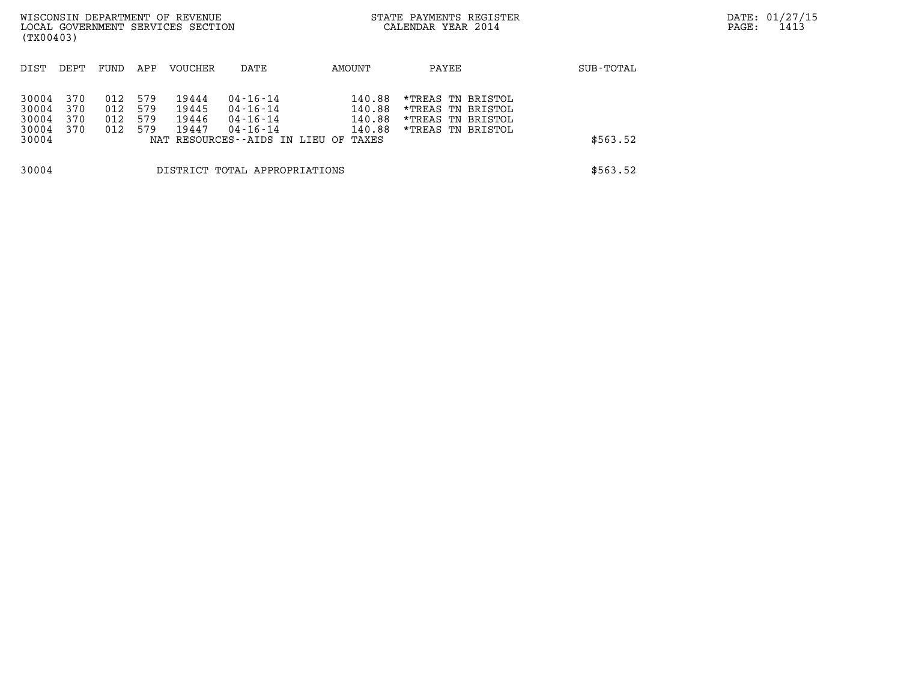WISCONSIN DEPARTMENT OF REVENUE
LOCAL GOVERNMENT SERVICES SECTION
(TX00403)

STATE PAYMENTS REGISTER
CALENDAR YEAR 2014

| DIST | DEPT | FUND | APP | VOUCHER | DATE | AMOUNT | PAYEE | SUB-TOTAL |
|---|---|---|---|---|---|---|---|---|
| 30004 | 370 | 012 | 579 | 19444 | 04-16-14 | 140.88 | *TREAS TN BRISTOL | |
| 30004 | 370 | 012 | 579 | 19445 | 04-16-14 | 140.88 | *TREAS TN BRISTOL | |
| 30004 | 370 | 012 | 579 | 19446 | 04-16-14 | 140.88 | *TREAS TN BRISTOL | |
| 30004 | 370 | 012 | 579 | 19447 | 04-16-14 | 140.88 | *TREAS TN BRISTOL | |
| 30004 | | | | NAT RESOURCES--AIDS IN LIEU OF TAXES | | | | $563.52 |
| 30004 | | | | DISTRICT TOTAL APPROPRIATIONS | | | | $563.52 |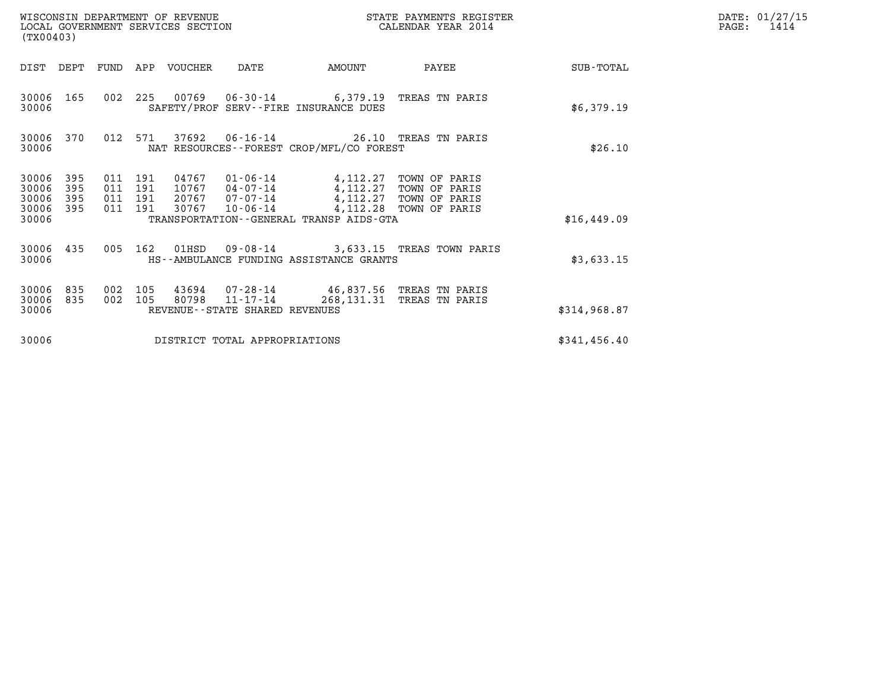WISCONSIN DEPARTMENT OF REVENUE
LOCAL GOVERNMENT SERVICES SECTION
(TX00403)

STATE PAYMENTS REGISTER
CALENDAR YEAR 2014

DATE: 01/27/15

| DIST | DEPT | FUND | APP | VOUCHER | DATE | AMOUNT | PAYEE | SUB-TOTAL |
|---|---|---|---|---|---|---|---|---|
| 30006 | 165 | 002 | 225 | 00769 | 06-30-14 | 6,379.19 | TREAS TN PARIS | |
| 30006 | | | | SAFETY/PROF SERV--FIRE INSURANCE DUES | | | | $6,379.19 |
| 30006 | 370 | 012 | 571 | 37692 | 06-16-14 | 26.10 | TREAS TN PARIS | |
| 30006 | | | | NAT RESOURCES--FOREST CROP/MFL/CO FOREST | | | | $26.10 |
| 30006 | 395 | 011 | 191 | 04767 | 01-06-14 | 4,112.27 | TOWN OF PARIS | |
| 30006 | 395 | 011 | 191 | 10767 | 04-07-14 | 4,112.27 | TOWN OF PARIS | |
| 30006 | 395 | 011 | 191 | 20767 | 07-07-14 | 4,112.27 | TOWN OF PARIS | |
| 30006 | 395 | 011 | 191 | 30767 | 10-06-14 | 4,112.28 | TOWN OF PARIS | |
| 30006 | | | | TRANSPORTATION--GENERAL TRANSP AIDS-GTA | | | | $16,449.09 |
| 30006 | 435 | 005 | 162 | 01HSD | 09-08-14 | 3,633.15 | TREAS TOWN PARIS | |
| 30006 | | | | HS--AMBULANCE FUNDING ASSISTANCE GRANTS | | | | $3,633.15 |
| 30006 | 835 | 002 | 105 | 43694 | 07-28-14 | 46,837.56 | TREAS TN PARIS | |
| 30006 | 835 | 002 | 105 | 80798 | 11-17-14 | 268,131.31 | TREAS TN PARIS | |
| 30006 | | | | REVENUE--STATE SHARED REVENUES | | | | $314,968.87 |
| 30006 | | | | DISTRICT TOTAL APPROPRIATIONS | | | | $341,456.40 |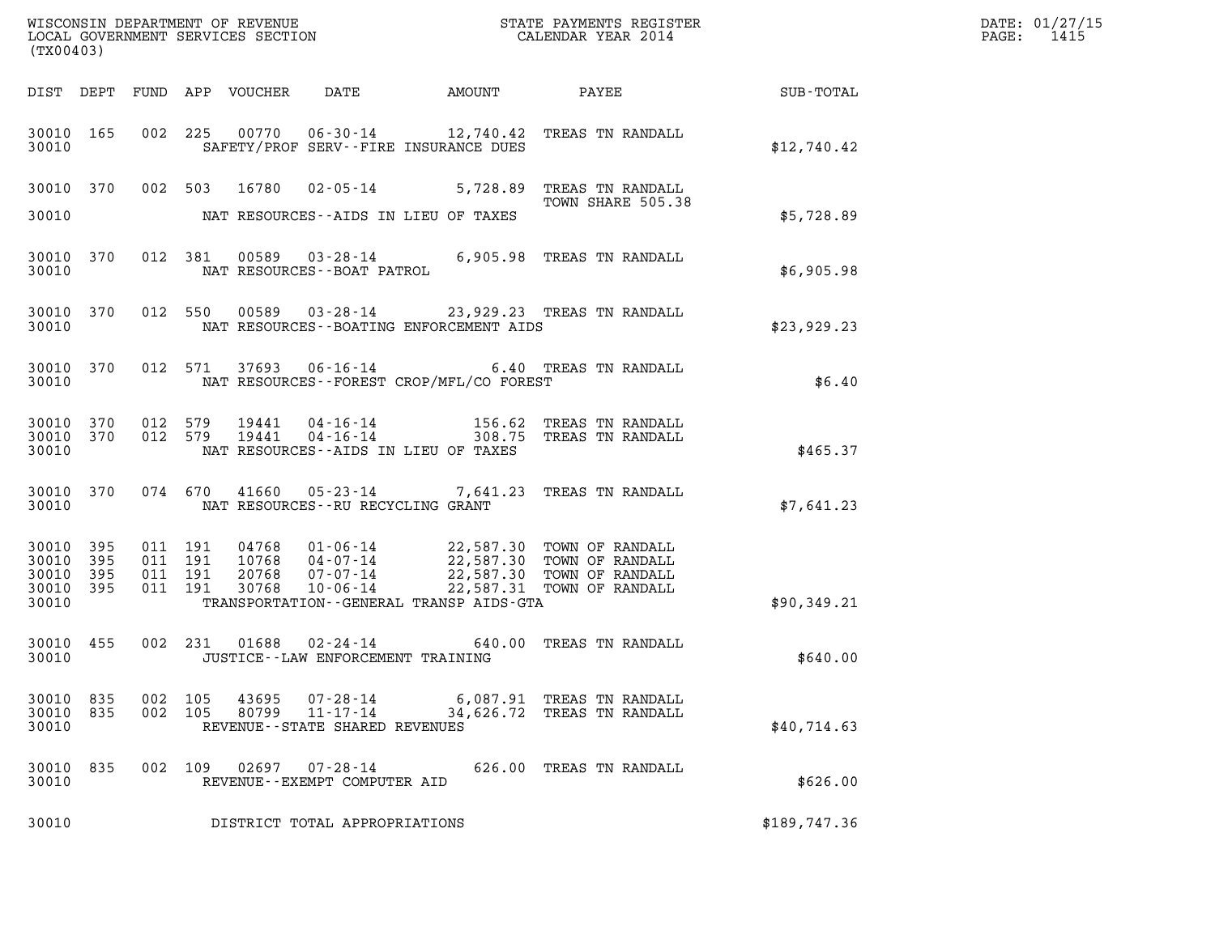WISCONSIN DEPARTMENT OF REVENUE
LOCAL GOVERNMENT SERVICES SECTION
(TX00403)

STATE PAYMENTS REGISTER
CALENDAR YEAR 2014

| DIST | DEPT | FUND | APP | VOUCHER | DATE | AMOUNT | PAYEE | SUB-TOTAL |
|---|---|---|---|---|---|---|---|---|
| 30010 | 165 | 002 | 225 | 00770 | 06-30-14 | 12,740.42 | TREAS TN RANDALL | |
| 30010 | | | | SAFETY/PROF SERV--FIRE INSURANCE DUES | | | | $12,740.42 |
| 30010 | 370 | 002 | 503 | 16780 | 02-05-14 | 5,728.89 | TREAS TN RANDALL TOWN SHARE 505.38 | |
| 30010 | | | | NAT RESOURCES--AIDS IN LIEU OF TAXES | | | | $5,728.89 |
| 30010 | 370 | 012 | 381 | 00589 | 03-28-14 | 6,905.98 | TREAS TN RANDALL | |
| 30010 | | | | NAT RESOURCES--BOAT PATROL | | | | $6,905.98 |
| 30010 | 370 | 012 | 550 | 00589 | 03-28-14 | 23,929.23 | TREAS TN RANDALL | |
| 30010 | | | | NAT RESOURCES--BOATING ENFORCEMENT AIDS | | | | $23,929.23 |
| 30010 | 370 | 012 | 571 | 37693 | 06-16-14 | 6.40 | TREAS TN RANDALL | |
| 30010 | | | | NAT RESOURCES--FOREST CROP/MFL/CO FOREST | | | | $6.40 |
| 30010 | 370 | 012 | 579 | 19441 | 04-16-14 | 156.62 | TREAS TN RANDALL | |
| 30010 | 370 | 012 | 579 | 19441 | 04-16-14 | 308.75 | TREAS TN RANDALL | |
| 30010 | | | | NAT RESOURCES--AIDS IN LIEU OF TAXES | | | | $465.37 |
| 30010 | 370 | 074 | 670 | 41660 | 05-23-14 | 7,641.23 | TREAS TN RANDALL | |
| 30010 | | | | NAT RESOURCES--RU RECYCLING GRANT | | | | $7,641.23 |
| 30010 | 395 | 011 | 191 | 04768 | 01-06-14 | 22,587.30 | TOWN OF RANDALL | |
| 30010 | 395 | 011 | 191 | 10768 | 04-07-14 | 22,587.30 | TOWN OF RANDALL | |
| 30010 | 395 | 011 | 191 | 20768 | 07-07-14 | 22,587.30 | TOWN OF RANDALL | |
| 30010 | 395 | 011 | 191 | 30768 | 10-06-14 | 22,587.31 | TOWN OF RANDALL | |
| 30010 | | | | TRANSPORTATION--GENERAL TRANSP AIDS-GTA | | | | $90,349.21 |
| 30010 | 455 | 002 | 231 | 01688 | 02-24-14 | 640.00 | TREAS TN RANDALL | |
| 30010 | | | | JUSTICE--LAW ENFORCEMENT TRAINING | | | | $640.00 |
| 30010 | 835 | 002 | 105 | 43695 | 07-28-14 | 6,087.91 | TREAS TN RANDALL | |
| 30010 | 835 | 002 | 105 | 80799 | 11-17-14 | 34,626.72 | TREAS TN RANDALL | |
| 30010 | | | | REVENUE--STATE SHARED REVENUES | | | | $40,714.63 |
| 30010 | 835 | 002 | 109 | 02697 | 07-28-14 | 626.00 | TREAS TN RANDALL | |
| 30010 | | | | REVENUE--EXEMPT COMPUTER AID | | | | $626.00 |
| 30010 | | | | DISTRICT TOTAL APPROPRIATIONS | | | | $189,747.36 |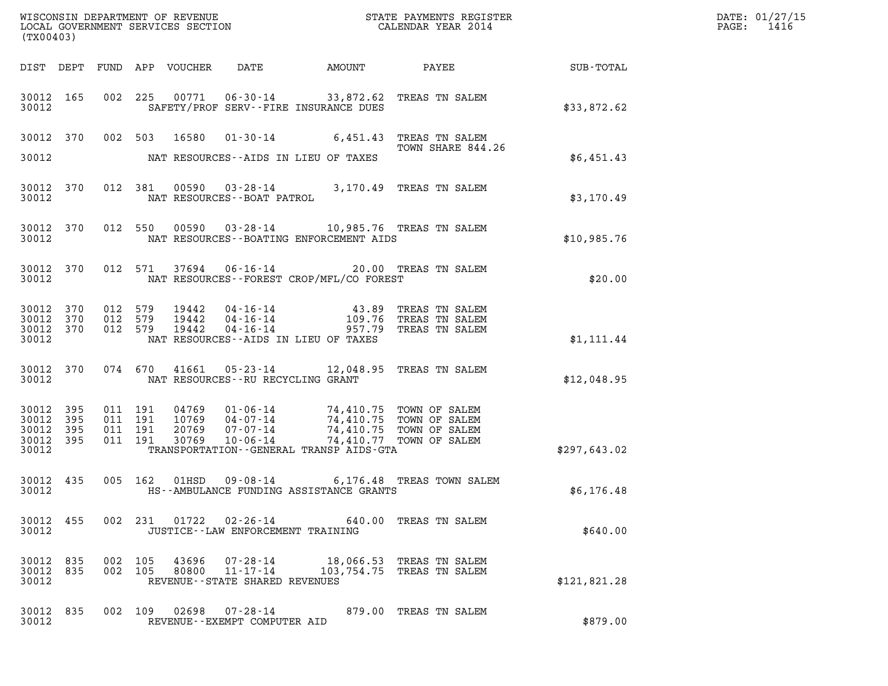WISCONSIN DEPARTMENT OF REVENUE
LOCAL GOVERNMENT SERVICES SECTION
(TX00403)

STATE PAYMENTS REGISTER
CALENDAR YEAR 2014

| DIST | DEPT | FUND | APP | VOUCHER | DATE | AMOUNT | PAYEE | SUB-TOTAL |
|---|---|---|---|---|---|---|---|---|
| 30012 | 165 | 002 | 225 | 00771 | 06-30-14 | 33,872.62 | TREAS TN SALEM | |
| 30012 | | | | | SAFETY/PROF SERV--FIRE INSURANCE DUES | | | $33,872.62 |
| 30012 | 370 | 002 | 503 | 16580 | 01-30-14 | 6,451.43 | TREAS TN SALEM TOWN SHARE 844.26 | |
| 30012 | | | | | NAT RESOURCES--AIDS IN LIEU OF TAXES | | | $6,451.43 |
| 30012 | 370 | 012 | 381 | 00590 | 03-28-14 | 3,170.49 | TREAS TN SALEM | |
| 30012 | | | | | NAT RESOURCES--BOAT PATROL | | | $3,170.49 |
| 30012 | 370 | 012 | 550 | 00590 | 03-28-14 | 10,985.76 | TREAS TN SALEM | |
| 30012 | | | | | NAT RESOURCES--BOATING ENFORCEMENT AIDS | | | $10,985.76 |
| 30012 | 370 | 012 | 571 | 37694 | 06-16-14 | 20.00 | TREAS TN SALEM | |
| 30012 | | | | | NAT RESOURCES--FOREST CROP/MFL/CO FOREST | | | $20.00 |
| 30012 | 370 | 012 | 579 | 19442 | 04-16-14 | 43.89 | TREAS TN SALEM | |
| 30012 | 370 | 012 | 579 | 19442 | 04-16-14 | 109.76 | TREAS TN SALEM | |
| 30012 | 370 | 012 | 579 | 19442 | 04-16-14 | 957.79 | TREAS TN SALEM | |
| 30012 | | | | | NAT RESOURCES--AIDS IN LIEU OF TAXES | | | $1,111.44 |
| 30012 | 370 | 074 | 670 | 41661 | 05-23-14 | 12,048.95 | TREAS TN SALEM | |
| 30012 | | | | | NAT RESOURCES--RU RECYCLING GRANT | | | $12,048.95 |
| 30012 | 395 | 011 | 191 | 04769 | 01-06-14 | 74,410.75 | TOWN OF SALEM | |
| 30012 | 395 | 011 | 191 | 10769 | 04-07-14 | 74,410.75 | TOWN OF SALEM | |
| 30012 | 395 | 011 | 191 | 20769 | 07-07-14 | 74,410.75 | TOWN OF SALEM | |
| 30012 | 395 | 011 | 191 | 30769 | 10-06-14 | 74,410.77 | TOWN OF SALEM | |
| 30012 | | | | | TRANSPORTATION--GENERAL TRANSP AIDS-GTA | | | $297,643.02 |
| 30012 | 435 | 005 | 162 | 01HSD | 09-08-14 | 6,176.48 | TREAS TOWN SALEM | |
| 30012 | | | | | HS--AMBULANCE FUNDING ASSISTANCE GRANTS | | | $6,176.48 |
| 30012 | 455 | 002 | 231 | 01722 | 02-26-14 | 640.00 | TREAS TN SALEM | |
| 30012 | | | | | JUSTICE--LAW ENFORCEMENT TRAINING | | | $640.00 |
| 30012 | 835 | 002 | 105 | 43696 | 07-28-14 | 18,066.53 | TREAS TN SALEM | |
| 30012 | 835 | 002 | 105 | 80800 | 11-17-14 | 103,754.75 | TREAS TN SALEM | |
| 30012 | | | | | REVENUE--STATE SHARED REVENUES | | | $121,821.28 |
| 30012 | 835 | 002 | 109 | 02698 | 07-28-14 | 879.00 | TREAS TN SALEM | |
| 30012 | | | | | REVENUE--EXEMPT COMPUTER AID | | | $879.00 |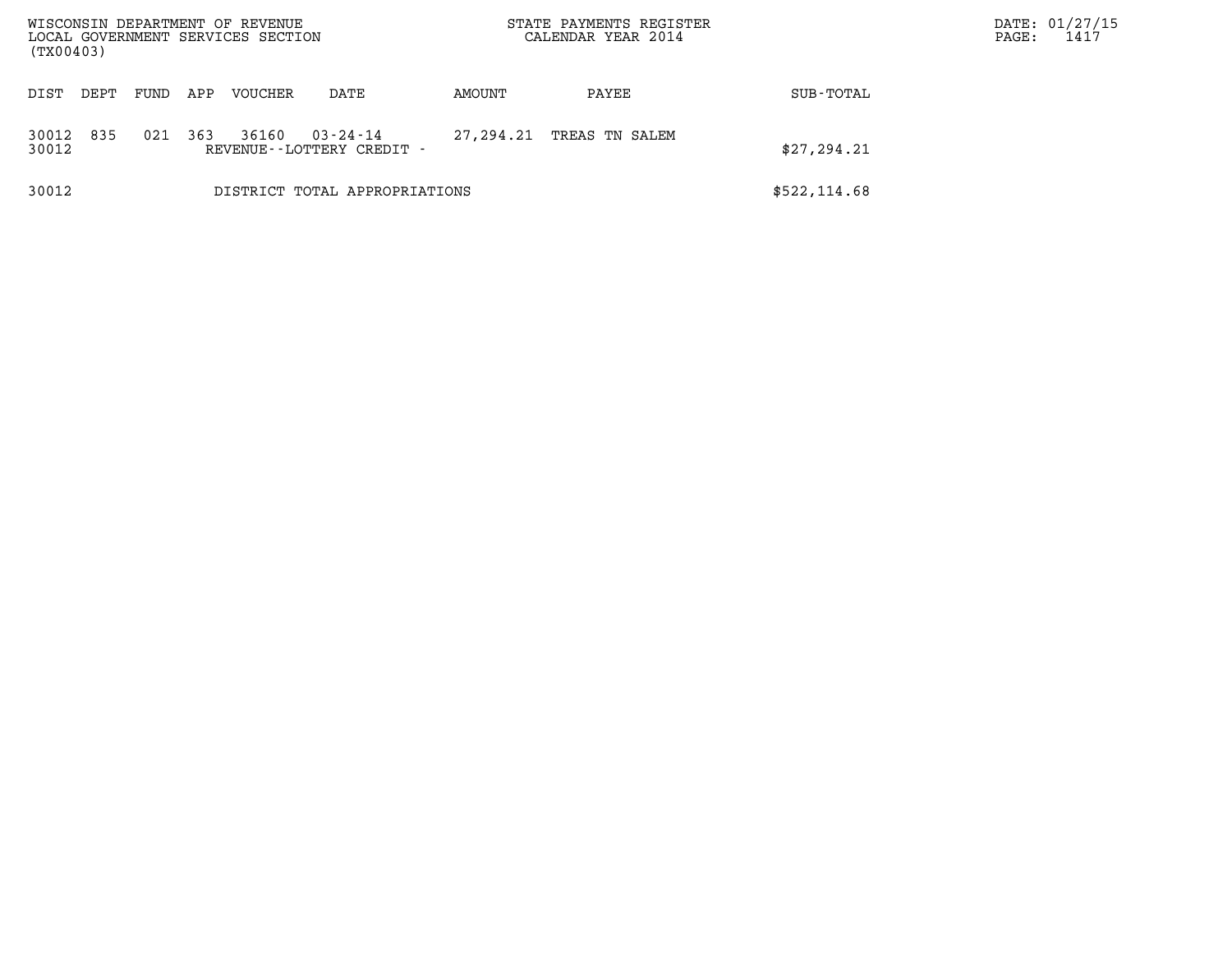WISCONSIN DEPARTMENT OF REVENUE
LOCAL GOVERNMENT SERVICES SECTION
(TX00403)

STATE PAYMENTS REGISTER
CALENDAR YEAR 2014

| DIST | DEPT | FUND | APP | VOUCHER | DATE | AMOUNT | PAYEE | SUB-TOTAL |
|---|---|---|---|---|---|---|---|---|
| 30012 | 835 | 021 | 363 | 36160 | 03-24-14 | 27,294.21 | TREAS TN SALEM | |
| 30012 | | | | REVENUE--LOTTERY CREDIT - | | | | $27,294.21 |
| 30012 | | | | DISTRICT TOTAL APPROPRIATIONS | | | | $522,114.68 |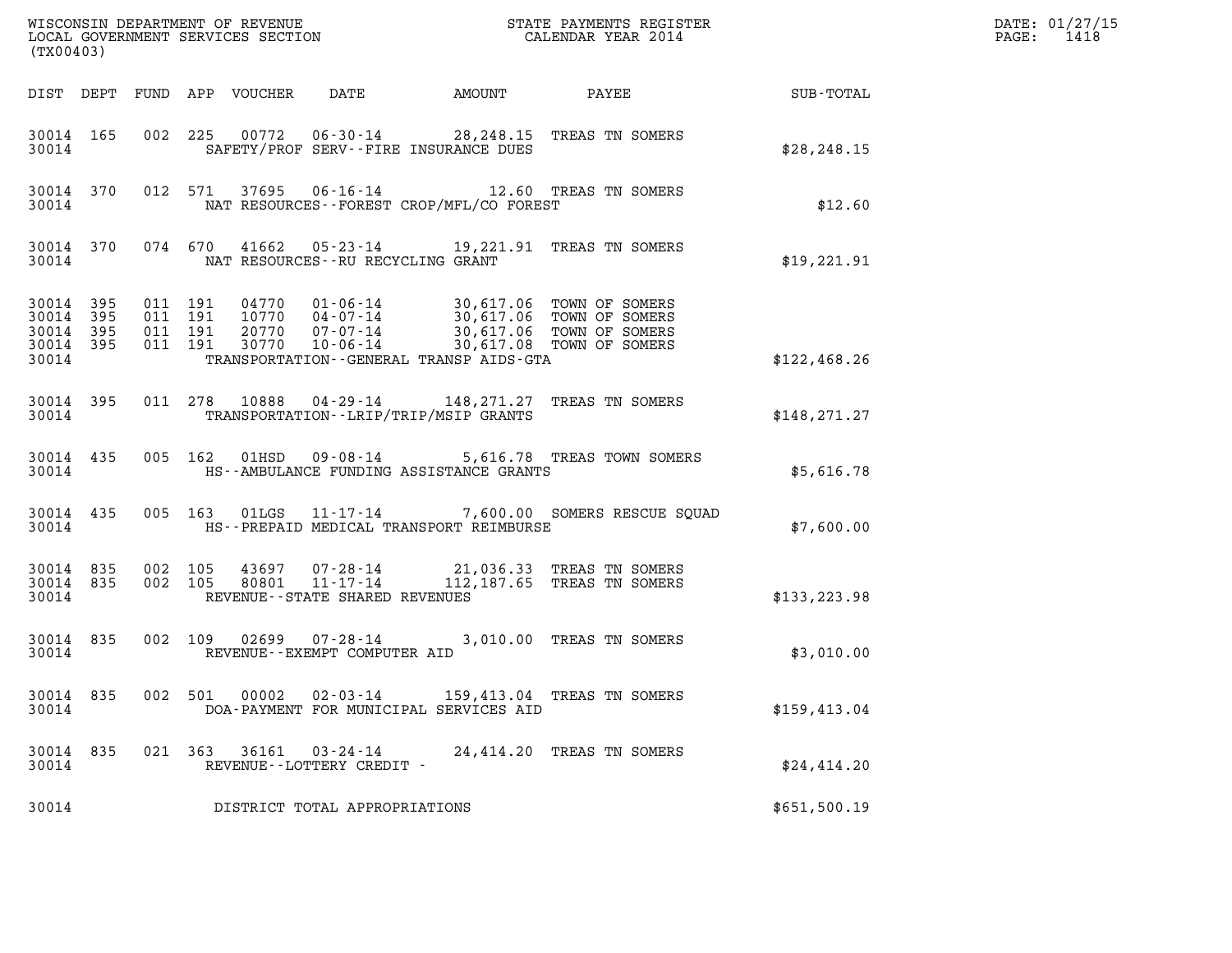WISCONSIN DEPARTMENT OF REVENUE
LOCAL GOVERNMENT SERVICES SECTION
(TX00403)

STATE PAYMENTS REGISTER
CALENDAR YEAR 2014

DATE: 01/27/15
PAGE: 1418

| DIST | DEPT | FUND | APP | VOUCHER | DATE | AMOUNT | PAYEE | SUB-TOTAL |
|---|---|---|---|---|---|---|---|---|
| 30014 | 165 | 002 | 225 | 00772 | 06-30-14 | 28,248.15 | TREAS TN SOMERS | |
| 30014 | | | | SAFETY/PROF SERV--FIRE INSURANCE DUES | | | | $28,248.15 |
| 30014 | 370 | 012 | 571 | 37695 | 06-16-14 | 12.60 | TREAS TN SOMERS | |
| 30014 | | | | NAT RESOURCES--FOREST CROP/MFL/CO FOREST | | | | $12.60 |
| 30014 | 370 | 074 | 670 | 41662 | 05-23-14 | 19,221.91 | TREAS TN SOMERS | |
| 30014 | | | | NAT RESOURCES--RU RECYCLING GRANT | | | | $19,221.91 |
| 30014 | 395 | 011 | 191 | 04770 | 01-06-14 | 30,617.06 | TOWN OF SOMERS | |
| 30014 | 395 | 011 | 191 | 10770 | 04-07-14 | 30,617.06 | TOWN OF SOMERS | |
| 30014 | 395 | 011 | 191 | 20770 | 07-07-14 | 30,617.06 | TOWN OF SOMERS | |
| 30014 | 395 | 011 | 191 | 30770 | 10-06-14 | 30,617.08 | TOWN OF SOMERS | |
| 30014 | | | | TRANSPORTATION--GENERAL TRANSP AIDS-GTA | | | | $122,468.26 |
| 30014 | 395 | 011 | 278 | 10888 | 04-29-14 | 148,271.27 | TREAS TN SOMERS | |
| 30014 | | | | TRANSPORTATION--LRIP/TRIP/MSIP GRANTS | | | | $148,271.27 |
| 30014 | 435 | 005 | 162 | 01HSD | 09-08-14 | 5,616.78 | TREAS TOWN SOMERS | |
| 30014 | | | | HS--AMBULANCE FUNDING ASSISTANCE GRANTS | | | | $5,616.78 |
| 30014 | 435 | 005 | 163 | 01LGS | 11-17-14 | 7,600.00 | SOMERS RESCUE SQUAD | |
| 30014 | | | | HS--PREPAID MEDICAL TRANSPORT REIMBURSE | | | | $7,600.00 |
| 30014 | 835 | 002 | 105 | 43697 | 07-28-14 | 21,036.33 | TREAS TN SOMERS | |
| 30014 | 835 | 002 | 105 | 80801 | 11-17-14 | 112,187.65 | TREAS TN SOMERS | |
| 30014 | | | | REVENUE--STATE SHARED REVENUES | | | | $133,223.98 |
| 30014 | 835 | 002 | 109 | 02699 | 07-28-14 | 3,010.00 | TREAS TN SOMERS | |
| 30014 | | | | REVENUE--EXEMPT COMPUTER AID | | | | $3,010.00 |
| 30014 | 835 | 002 | 501 | 00002 | 02-03-14 | 159,413.04 | TREAS TN SOMERS | |
| 30014 | | | | DOA-PAYMENT FOR MUNICIPAL SERVICES AID | | | | $159,413.04 |
| 30014 | 835 | 021 | 363 | 36161 | 03-24-14 | 24,414.20 | TREAS TN SOMERS | |
| 30014 | | | | REVENUE--LOTTERY CREDIT - | | | | $24,414.20 |
| 30014 | | | | DISTRICT TOTAL APPROPRIATIONS | | | | $651,500.19 |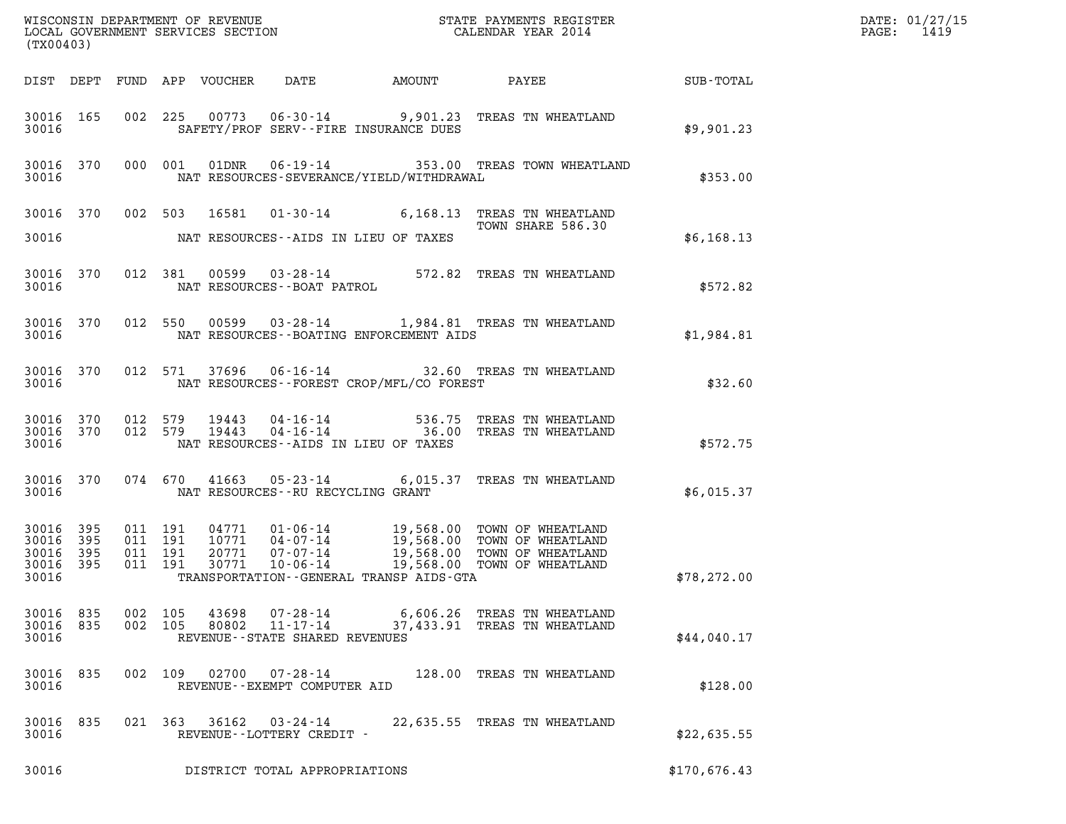WISCONSIN DEPARTMENT OF REVENUE
LOCAL GOVERNMENT SERVICES SECTION
(TX00403)

STATE PAYMENTS REGISTER
CALENDAR YEAR 2014

DATE: 01/27/15
PAGE: 1419

| DIST | DEPT | FUND | APP | VOUCHER | DATE | AMOUNT | PAYEE | SUB-TOTAL |
|---|---|---|---|---|---|---|---|---|
| 30016 | 165 | 002 | 225 | 00773 | 06-30-14 | 9,901.23 | TREAS TN WHEATLAND | |
| 30016 | | | | SAFETY/PROF SERV--FIRE INSURANCE DUES | | | | $9,901.23 |
| 30016 | 370 | 000 | 001 | 01DNR | 06-19-14 | 353.00 | TREAS TOWN WHEATLAND | |
| 30016 | | | | NAT RESOURCES-SEVERANCE/YIELD/WITHDRAWAL | | | | $353.00 |
| 30016 | 370 | 002 | 503 | 16581 | 01-30-14 | 6,168.13 | TREAS TN WHEATLAND TOWN SHARE 586.30 | |
| 30016 | | | | NAT RESOURCES--AIDS IN LIEU OF TAXES | | | | $6,168.13 |
| 30016 | 370 | 012 | 381 | 00599 | 03-28-14 | 572.82 | TREAS TN WHEATLAND | |
| 30016 | | | | NAT RESOURCES--BOAT PATROL | | | | $572.82 |
| 30016 | 370 | 012 | 550 | 00599 | 03-28-14 | 1,984.81 | TREAS TN WHEATLAND | |
| 30016 | | | | NAT RESOURCES--BOATING ENFORCEMENT AIDS | | | | $1,984.81 |
| 30016 | 370 | 012 | 571 | 37696 | 06-16-14 | 32.60 | TREAS TN WHEATLAND | |
| 30016 | | | | NAT RESOURCES--FOREST CROP/MFL/CO FOREST | | | | $32.60 |
| 30016 | 370 | 012 | 579 | 19443 | 04-16-14 | 536.75 | TREAS TN WHEATLAND | |
| 30016 | 370 | 012 | 579 | 19443 | 04-16-14 | 36.00 | TREAS TN WHEATLAND | |
| 30016 | | | | NAT RESOURCES--AIDS IN LIEU OF TAXES | | | | $572.75 |
| 30016 | 370 | 074 | 670 | 41663 | 05-23-14 | 6,015.37 | TREAS TN WHEATLAND | |
| 30016 | | | | NAT RESOURCES--RU RECYCLING GRANT | | | | $6,015.37 |
| 30016 | 395 | 011 | 191 | 04771 | 01-06-14 | 19,568.00 | TOWN OF WHEATLAND | |
| 30016 | 395 | 011 | 191 | 10771 | 04-07-14 | 19,568.00 | TOWN OF WHEATLAND | |
| 30016 | 395 | 011 | 191 | 20771 | 07-07-14 | 19,568.00 | TOWN OF WHEATLAND | |
| 30016 | 395 | 011 | 191 | 30771 | 10-06-14 | 19,568.00 | TOWN OF WHEATLAND | |
| 30016 | | | | TRANSPORTATION--GENERAL TRANSP AIDS-GTA | | | | $78,272.00 |
| 30016 | 835 | 002 | 105 | 43698 | 07-28-14 | 6,606.26 | TREAS TN WHEATLAND | |
| 30016 | 835 | 002 | 105 | 80802 | 11-17-14 | 37,433.91 | TREAS TN WHEATLAND | |
| 30016 | | | | REVENUE--STATE SHARED REVENUES | | | | $44,040.17 |
| 30016 | 835 | 002 | 109 | 02700 | 07-28-14 | 128.00 | TREAS TN WHEATLAND | |
| 30016 | | | | REVENUE--EXEMPT COMPUTER AID | | | | $128.00 |
| 30016 | 835 | 021 | 363 | 36162 | 03-24-14 | 22,635.55 | TREAS TN WHEATLAND | |
| 30016 | | | | REVENUE--LOTTERY CREDIT - | | | | $22,635.55 |
| 30016 | | | | DISTRICT TOTAL APPROPRIATIONS | | | | $170,676.43 |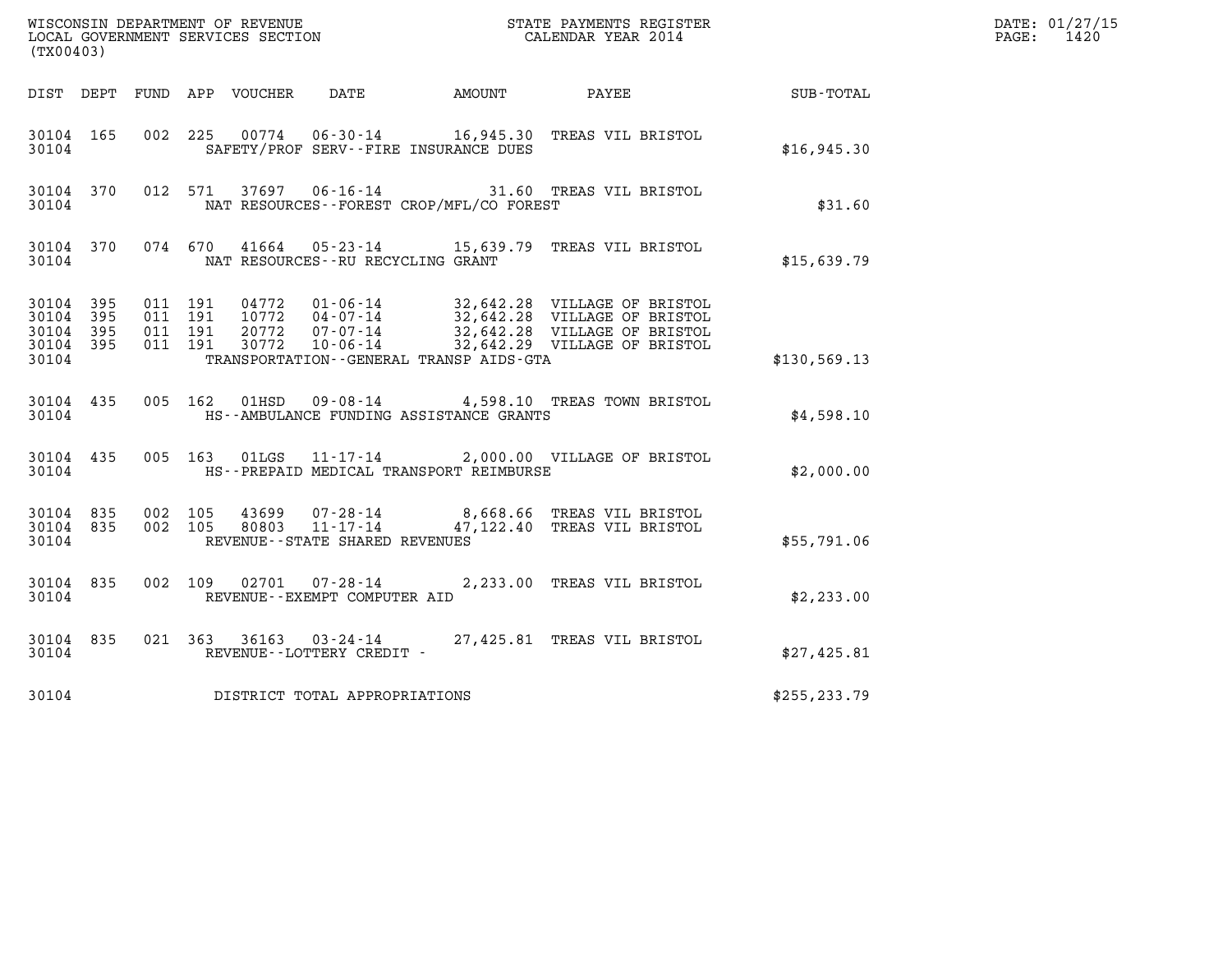WISCONSIN DEPARTMENT OF REVENUE
LOCAL GOVERNMENT SERVICES SECTION
(TX00403)

STATE PAYMENTS REGISTER
CALENDAR YEAR 2014

DATE: 01/27/15
PAGE: 1420

| DIST | DEPT | FUND | APP | VOUCHER | DATE | AMOUNT | PAYEE | SUB-TOTAL |
|---|---|---|---|---|---|---|---|---|
| 30104 | 165 | 002 | 225 | 00774 | 06-30-14 | 16,945.30 | TREAS VIL BRISTOL | |
| 30104 | | | | | SAFETY/PROF SERV--FIRE INSURANCE DUES | | | $16,945.30 |
| 30104 | 370 | 012 | 571 | 37697 | 06-16-14 | 31.60 | TREAS VIL BRISTOL | |
| 30104 | | | | | NAT RESOURCES--FOREST CROP/MFL/CO FOREST | | | $31.60 |
| 30104 | 370 | 074 | 670 | 41664 | 05-23-14 | 15,639.79 | TREAS VIL BRISTOL | |
| 30104 | | | | | NAT RESOURCES--RU RECYCLING GRANT | | | $15,639.79 |
| 30104 | 395 | 011 | 191 | 04772 | 01-06-14 | 32,642.28 | VILLAGE OF BRISTOL | |
| 30104 | 395 | 011 | 191 | 10772 | 04-07-14 | 32,642.28 | VILLAGE OF BRISTOL | |
| 30104 | 395 | 011 | 191 | 20772 | 07-07-14 | 32,642.28 | VILLAGE OF BRISTOL | |
| 30104 | 395 | 011 | 191 | 30772 | 10-06-14 | 32,642.29 | VILLAGE OF BRISTOL | |
| 30104 | | | | | TRANSPORTATION--GENERAL TRANSP AIDS-GTA | | | $130,569.13 |
| 30104 | 435 | 005 | 162 | 01HSD | 09-08-14 | 4,598.10 | TREAS TOWN BRISTOL | |
| 30104 | | | | | HS--AMBULANCE FUNDING ASSISTANCE GRANTS | | | $4,598.10 |
| 30104 | 435 | 005 | 163 | 01LGS | 11-17-14 | 2,000.00 | VILLAGE OF BRISTOL | |
| 30104 | | | | | HS--PREPAID MEDICAL TRANSPORT REIMBURSE | | | $2,000.00 |
| 30104 | 835 | 002 | 105 | 43699 | 07-28-14 | 8,668.66 | TREAS VIL BRISTOL | |
| 30104 | 835 | 002 | 105 | 80803 | 11-17-14 | 47,122.40 | TREAS VIL BRISTOL | |
| 30104 | | | | | REVENUE--STATE SHARED REVENUES | | | $55,791.06 |
| 30104 | 835 | 002 | 109 | 02701 | 07-28-14 | 2,233.00 | TREAS VIL BRISTOL | |
| 30104 | | | | | REVENUE--EXEMPT COMPUTER AID | | | $2,233.00 |
| 30104 | 835 | 021 | 363 | 36163 | 03-24-14 | 27,425.81 | TREAS VIL BRISTOL | |
| 30104 | | | | | REVENUE--LOTTERY CREDIT - | | | $27,425.81 |
| 30104 | | | | | DISTRICT TOTAL APPROPRIATIONS | | | $255,233.79 |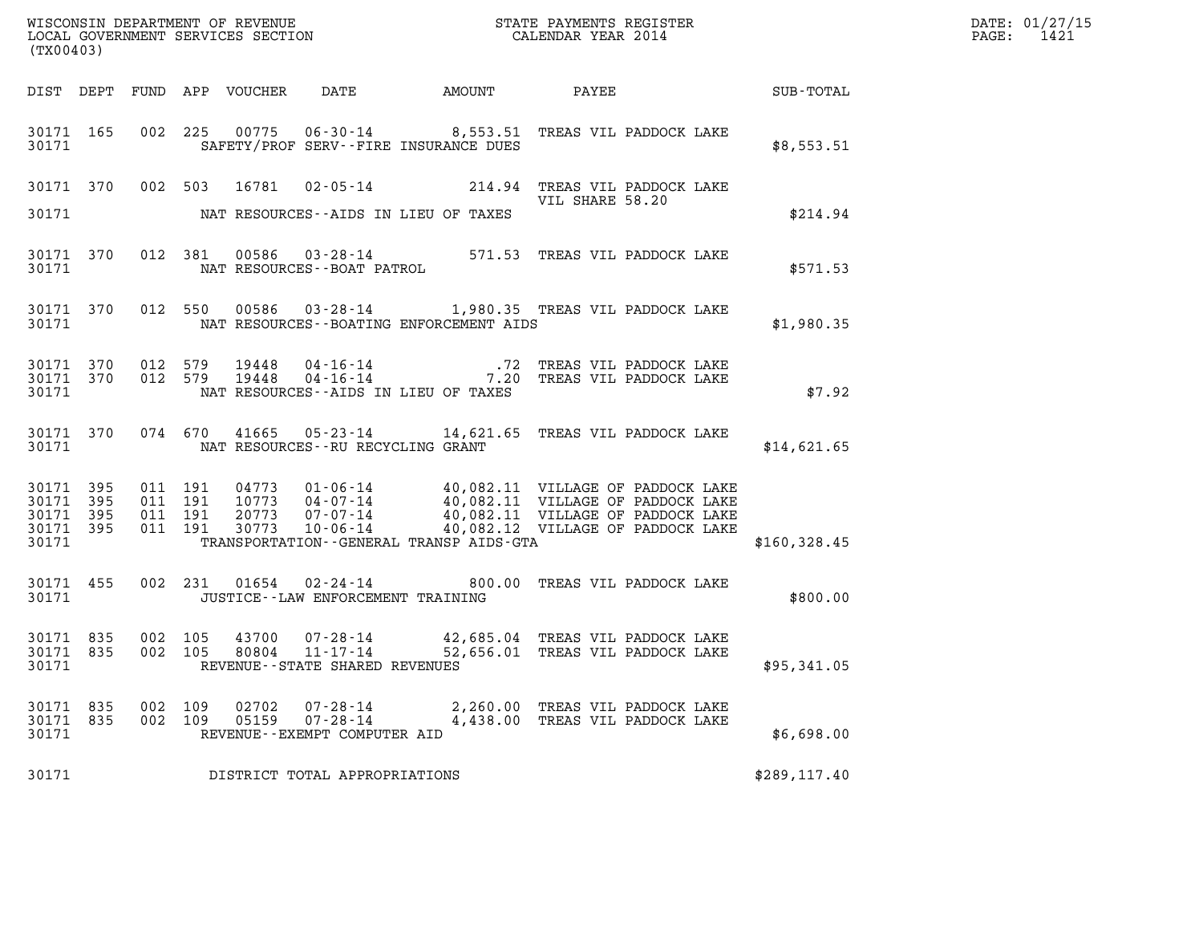WISCONSIN DEPARTMENT OF REVENUE
LOCAL GOVERNMENT SERVICES SECTION
(TX00403)

STATE PAYMENTS REGISTER
CALENDAR YEAR 2014

DATE: 01/27/15
PAGE: 1421

| DIST | DEPT | FUND | APP | VOUCHER | DATE | AMOUNT | PAYEE | SUB-TOTAL |
|---|---|---|---|---|---|---|---|---|
| 30171 | 165 | 002 | 225 | 00775 | 06-30-14 | 8,553.51 | TREAS VIL PADDOCK LAKE | |
| 30171 | | | | | SAFETY/PROF SERV--FIRE INSURANCE DUES | | | $8,553.51 |
| 30171 | 370 | 002 | 503 | 16781 | 02-05-14 | 214.94 | TREAS VIL PADDOCK LAKE VIL SHARE 58.20 | |
| 30171 | | | | | NAT RESOURCES--AIDS IN LIEU OF TAXES | | | $214.94 |
| 30171 | 370 | 012 | 381 | 00586 | 03-28-14 | 571.53 | TREAS VIL PADDOCK LAKE | |
| 30171 | | | | | NAT RESOURCES--BOAT PATROL | | | $571.53 |
| 30171 | 370 | 012 | 550 | 00586 | 03-28-14 | 1,980.35 | TREAS VIL PADDOCK LAKE | |
| 30171 | | | | | NAT RESOURCES--BOATING ENFORCEMENT AIDS | | | $1,980.35 |
| 30171 | 370 | 012 | 579 | 19448 | 04-16-14 | .72 | TREAS VIL PADDOCK LAKE | |
| 30171 | 370 | 012 | 579 | 19448 | 04-16-14 | 7.20 | TREAS VIL PADDOCK LAKE | |
| 30171 | | | | | NAT RESOURCES--AIDS IN LIEU OF TAXES | | | $7.92 |
| 30171 | 370 | 074 | 670 | 41665 | 05-23-14 | 14,621.65 | TREAS VIL PADDOCK LAKE | |
| 30171 | | | | | NAT RESOURCES--RU RECYCLING GRANT | | | $14,621.65 |
| 30171 | 395 | 011 | 191 | 04773 | 01-06-14 | 40,082.11 | VILLAGE OF PADDOCK LAKE | |
| 30171 | 395 | 011 | 191 | 10773 | 04-07-14 | 40,082.11 | VILLAGE OF PADDOCK LAKE | |
| 30171 | 395 | 011 | 191 | 20773 | 07-07-14 | 40,082.11 | VILLAGE OF PADDOCK LAKE | |
| 30171 | 395 | 011 | 191 | 30773 | 10-06-14 | 40,082.12 | VILLAGE OF PADDOCK LAKE | |
| 30171 | | | | | TRANSPORTATION--GENERAL TRANSP AIDS-GTA | | | $160,328.45 |
| 30171 | 455 | 002 | 231 | 01654 | 02-24-14 | 800.00 | TREAS VIL PADDOCK LAKE | |
| 30171 | | | | | JUSTICE--LAW ENFORCEMENT TRAINING | | | $800.00 |
| 30171 | 835 | 002 | 105 | 43700 | 07-28-14 | 42,685.04 | TREAS VIL PADDOCK LAKE | |
| 30171 | 835 | 002 | 105 | 80804 | 11-17-14 | 52,656.01 | TREAS VIL PADDOCK LAKE | |
| 30171 | | | | | REVENUE--STATE SHARED REVENUES | | | $95,341.05 |
| 30171 | 835 | 002 | 109 | 02702 | 07-28-14 | 2,260.00 | TREAS VIL PADDOCK LAKE | |
| 30171 | 835 | 002 | 109 | 05159 | 07-28-14 | 4,438.00 | TREAS VIL PADDOCK LAKE | |
| 30171 | | | | | REVENUE--EXEMPT COMPUTER AID | | | $6,698.00 |
| 30171 | | | | | DISTRICT TOTAL APPROPRIATIONS | | | $289,117.40 |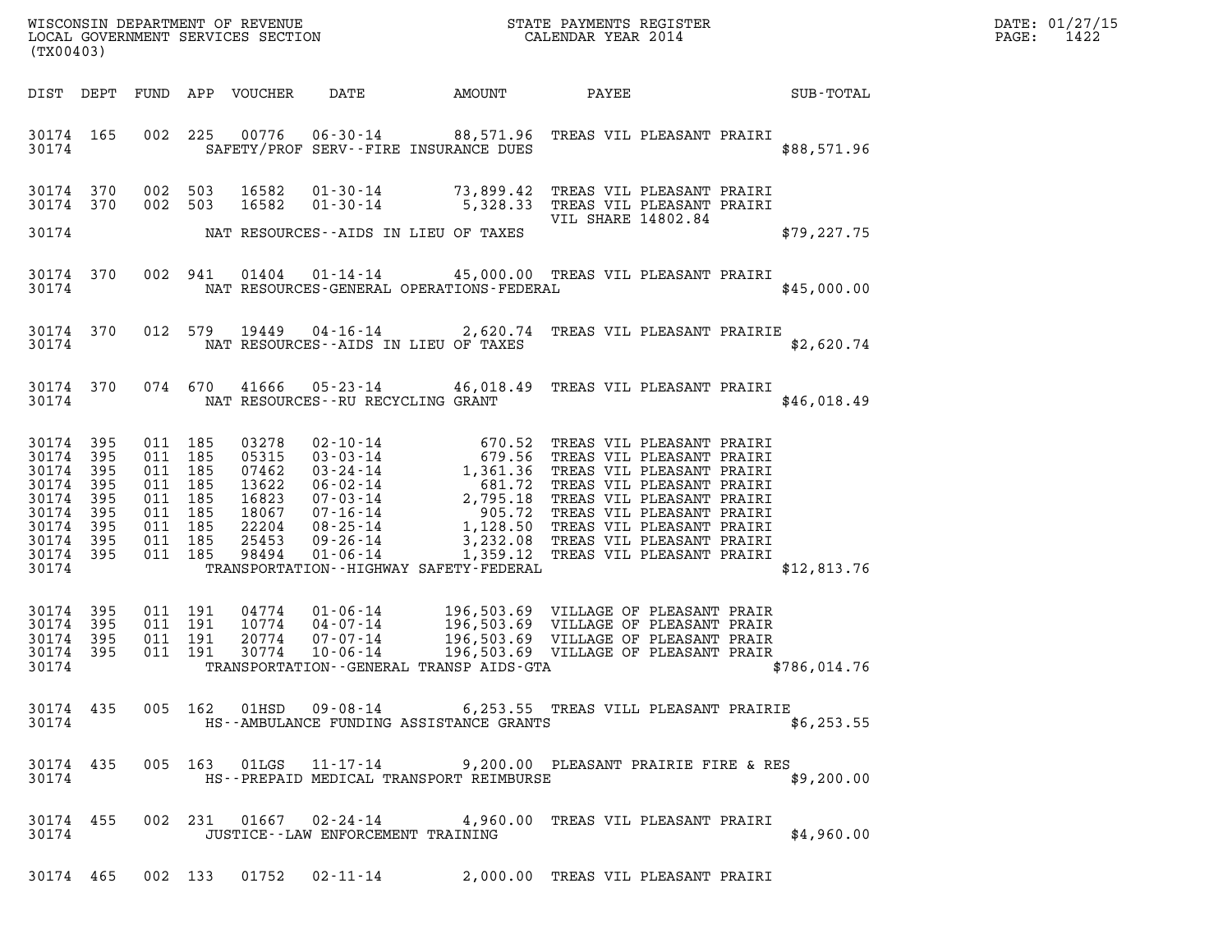WISCONSIN DEPARTMENT OF REVENUE
LOCAL GOVERNMENT SERVICES SECTION
(TX00403)

STATE PAYMENTS REGISTER
CALENDAR YEAR 2014

DATE: 01/27/15

| DIST | DEPT | FUND | APP | VOUCHER | DATE | AMOUNT | PAYEE | SUB-TOTAL |
|---|---|---|---|---|---|---|---|---|
| 30174 | 165 | 002 | 225 | 00776 | 06-30-14 | 88,571.96 | TREAS VIL PLEASANT PRAIRI | |
| 30174 | | | | | SAFETY/PROF SERV--FIRE INSURANCE DUES | | | $88,571.96 |
| 30174 | 370 | 002 | 503 | 16582 | 01-30-14 | 73,899.42 | TREAS VIL PLEASANT PRAIRI | |
| 30174 | 370 | 002 | 503 | 16582 | 01-30-14 | 5,328.33 | TREAS VIL PLEASANT PRAIRI VIL SHARE 14802.84 | |
| 30174 | | | | | NAT RESOURCES--AIDS IN LIEU OF TAXES | | | $79,227.75 |
| 30174 | 370 | 002 | 941 | 01404 | 01-14-14 | 45,000.00 | TREAS VIL PLEASANT PRAIRI | |
| 30174 | | | | | NAT RESOURCES-GENERAL OPERATIONS-FEDERAL | | | $45,000.00 |
| 30174 | 370 | 012 | 579 | 19449 | 04-16-14 | 2,620.74 | TREAS VIL PLEASANT PRAIRIE | |
| 30174 | | | | | NAT RESOURCES--AIDS IN LIEU OF TAXES | | | $2,620.74 |
| 30174 | 370 | 074 | 670 | 41666 | 05-23-14 | 46,018.49 | TREAS VIL PLEASANT PRAIRI | |
| 30174 | | | | | NAT RESOURCES--RU RECYCLING GRANT | | | $46,018.49 |
| 30174 | 395 | 011 | 185 | 03278 | 02-10-14 | 670.52 | TREAS VIL PLEASANT PRAIRI | |
| 30174 | 395 | 011 | 185 | 05315 | 03-03-14 | 679.56 | TREAS VIL PLEASANT PRAIRI | |
| 30174 | 395 | 011 | 185 | 07462 | 03-24-14 | 1,361.36 | TREAS VIL PLEASANT PRAIRI | |
| 30174 | 395 | 011 | 185 | 13622 | 06-02-14 | 681.72 | TREAS VIL PLEASANT PRAIRI | |
| 30174 | 395 | 011 | 185 | 16823 | 07-03-14 | 2,795.18 | TREAS VIL PLEASANT PRAIRI | |
| 30174 | 395 | 011 | 185 | 18067 | 07-16-14 | 905.72 | TREAS VIL PLEASANT PRAIRI | |
| 30174 | 395 | 011 | 185 | 22204 | 08-25-14 | 1,128.50 | TREAS VIL PLEASANT PRAIRI | |
| 30174 | 395 | 011 | 185 | 25453 | 09-26-14 | 3,232.08 | TREAS VIL PLEASANT PRAIRI | |
| 30174 | 395 | 011 | 185 | 98494 | 01-06-14 | 1,359.12 | TREAS VIL PLEASANT PRAIRI | |
| 30174 | | | | | TRANSPORTATION--HIGHWAY SAFETY-FEDERAL | | | $12,813.76 |
| 30174 | 395 | 011 | 191 | 04774 | 01-06-14 | 196,503.69 | VILLAGE OF PLEASANT PRAIR | |
| 30174 | 395 | 011 | 191 | 10774 | 04-07-14 | 196,503.69 | VILLAGE OF PLEASANT PRAIR | |
| 30174 | 395 | 011 | 191 | 20774 | 07-07-14 | 196,503.69 | VILLAGE OF PLEASANT PRAIR | |
| 30174 | 395 | 011 | 191 | 30774 | 10-06-14 | 196,503.69 | VILLAGE OF PLEASANT PRAIR | |
| 30174 | | | | | TRANSPORTATION--GENERAL TRANSP AIDS-GTA | | | $786,014.76 |
| 30174 | 435 | 005 | 162 | 01HSD | 09-08-14 | 6,253.55 | TREAS VILL PLEASANT PRAIRIE | |
| 30174 | | | | | HS--AMBULANCE FUNDING ASSISTANCE GRANTS | | | $6,253.55 |
| 30174 | 435 | 005 | 163 | 01LGS | 11-17-14 | 9,200.00 | PLEASANT PRAIRIE FIRE & RES | |
| 30174 | | | | | HS--PREPAID MEDICAL TRANSPORT REIMBURSE | | | $9,200.00 |
| 30174 | 455 | 002 | 231 | 01667 | 02-24-14 | 4,960.00 | TREAS VIL PLEASANT PRAIRI | |
| 30174 | | | | | JUSTICE--LAW ENFORCEMENT TRAINING | | | $4,960.00 |
| 30174 | 465 | 002 | 133 | 01752 | 02-11-14 | 2,000.00 | TREAS VIL PLEASANT PRAIRI | |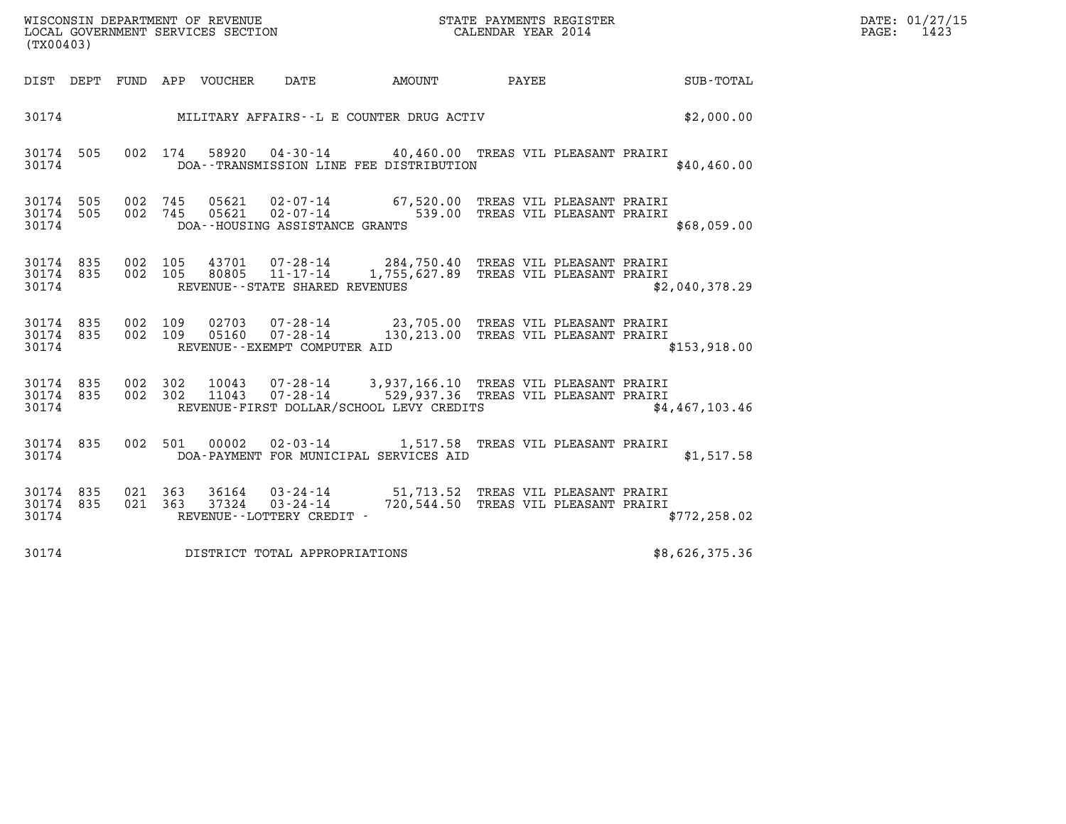WISCONSIN DEPARTMENT OF REVENUE
LOCAL GOVERNMENT SERVICES SECTION
(TX00403)

STATE PAYMENTS REGISTER
CALENDAR YEAR 2014

DATE: 01/27/15
PAGE: 1423

| DIST | DEPT | FUND | APP | VOUCHER | DATE | AMOUNT | PAYEE | SUB-TOTAL |
|---|---|---|---|---|---|---|---|---|
| 30174 | | | | MILITARY AFFAIRS--L E COUNTER DRUG ACTIV | | | | $2,000.00 |
| 30174 | 505 | 002 | 174 | 58920 | 04-30-14 | 40,460.00 | TREAS VIL PLEASANT PRAIRI | |
| 30174 | | | | DOA--TRANSMISSION LINE FEE DISTRIBUTION | | | | $40,460.00 |
| 30174 | 505 | 002 | 745 | 05621 | 02-07-14 | 67,520.00 | TREAS VIL PLEASANT PRAIRI | |
| 30174 | 505 | 002 | 745 | 05621 | 02-07-14 | 539.00 | TREAS VIL PLEASANT PRAIRI | |
| 30174 | | | | DOA--HOUSING ASSISTANCE GRANTS | | | | $68,059.00 |
| 30174 | 835 | 002 | 105 | 43701 | 07-28-14 | 284,750.40 | TREAS VIL PLEASANT PRAIRI | |
| 30174 | 835 | 002 | 105 | 80805 | 11-17-14 | 1,755,627.89 | TREAS VIL PLEASANT PRAIRI | |
| 30174 | | | | REVENUE--STATE SHARED REVENUES | | | | $2,040,378.29 |
| 30174 | 835 | 002 | 109 | 02703 | 07-28-14 | 23,705.00 | TREAS VIL PLEASANT PRAIRI | |
| 30174 | 835 | 002 | 109 | 05160 | 07-28-14 | 130,213.00 | TREAS VIL PLEASANT PRAIRI | |
| 30174 | | | | REVENUE--EXEMPT COMPUTER AID | | | | $153,918.00 |
| 30174 | 835 | 002 | 302 | 10043 | 07-28-14 | 3,937,166.10 | TREAS VIL PLEASANT PRAIRI | |
| 30174 | 835 | 002 | 302 | 11043 | 07-28-14 | 529,937.36 | TREAS VIL PLEASANT PRAIRI | |
| 30174 | | | | REVENUE-FIRST DOLLAR/SCHOOL LEVY CREDITS | | | | $4,467,103.46 |
| 30174 | 835 | 002 | 501 | 00002 | 02-03-14 | 1,517.58 | TREAS VIL PLEASANT PRAIRI | |
| 30174 | | | | DOA-PAYMENT FOR MUNICIPAL SERVICES AID | | | | $1,517.58 |
| 30174 | 835 | 021 | 363 | 36164 | 03-24-14 | 51,713.52 | TREAS VIL PLEASANT PRAIRI | |
| 30174 | 835 | 021 | 363 | 37324 | 03-24-14 | 720,544.50 | TREAS VIL PLEASANT PRAIRI | |
| 30174 | | | | REVENUE--LOTTERY CREDIT - | | | | $772,258.02 |
| 30174 | | | | DISTRICT TOTAL APPROPRIATIONS | | | | $8,626,375.36 |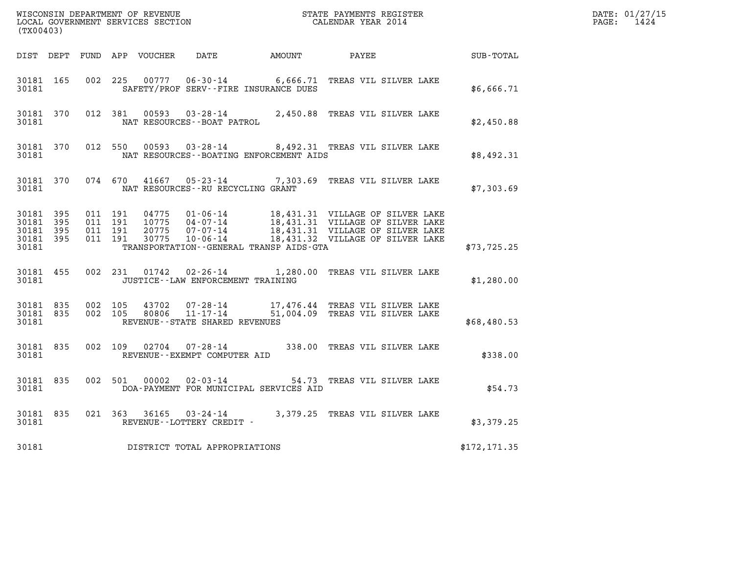WISCONSIN DEPARTMENT OF REVENUE
LOCAL GOVERNMENT SERVICES SECTION
(TX00403)

STATE PAYMENTS REGISTER
CALENDAR YEAR 2014

DATE: 01/27/15
PAGE: 1424

| DIST | DEPT | FUND | APP | VOUCHER | DATE | AMOUNT | PAYEE | SUB-TOTAL |
|---|---|---|---|---|---|---|---|---|
| 30181 | 165 | 002 | 225 | 00777 | 06-30-14 | 6,666.71 | TREAS VIL SILVER LAKE | |
| 30181 | | | | | SAFETY/PROF SERV--FIRE INSURANCE DUES | | | $6,666.71 |
| 30181 | 370 | 012 | 381 | 00593 | 03-28-14 | 2,450.88 | TREAS VIL SILVER LAKE | |
| 30181 | | | | | NAT RESOURCES--BOAT PATROL | | | $2,450.88 |
| 30181 | 370 | 012 | 550 | 00593 | 03-28-14 | 8,492.31 | TREAS VIL SILVER LAKE | |
| 30181 | | | | | NAT RESOURCES--BOATING ENFORCEMENT AIDS | | | $8,492.31 |
| 30181 | 370 | 074 | 670 | 41667 | 05-23-14 | 7,303.69 | TREAS VIL SILVER LAKE | |
| 30181 | | | | | NAT RESOURCES--RU RECYCLING GRANT | | | $7,303.69 |
| 30181 | 395 | 011 | 191 | 04775 | 01-06-14 | 18,431.31 | VILLAGE OF SILVER LAKE | |
| 30181 | 395 | 011 | 191 | 10775 | 04-07-14 | 18,431.31 | VILLAGE OF SILVER LAKE | |
| 30181 | 395 | 011 | 191 | 20775 | 07-07-14 | 18,431.31 | VILLAGE OF SILVER LAKE | |
| 30181 | 395 | 011 | 191 | 30775 | 10-06-14 | 18,431.32 | VILLAGE OF SILVER LAKE | |
| 30181 | | | | | TRANSPORTATION--GENERAL TRANSP AIDS-GTA | | | $73,725.25 |
| 30181 | 455 | 002 | 231 | 01742 | 02-26-14 | 1,280.00 | TREAS VIL SILVER LAKE | |
| 30181 | | | | | JUSTICE--LAW ENFORCEMENT TRAINING | | | $1,280.00 |
| 30181 | 835 | 002 | 105 | 43702 | 07-28-14 | 17,476.44 | TREAS VIL SILVER LAKE | |
| 30181 | 835 | 002 | 105 | 80806 | 11-17-14 | 51,004.09 | TREAS VIL SILVER LAKE | |
| 30181 | | | | | REVENUE--STATE SHARED REVENUES | | | $68,480.53 |
| 30181 | 835 | 002 | 109 | 02704 | 07-28-14 | 338.00 | TREAS VIL SILVER LAKE | |
| 30181 | | | | | REVENUE--EXEMPT COMPUTER AID | | | $338.00 |
| 30181 | 835 | 002 | 501 | 00002 | 02-03-14 | 54.73 | TREAS VIL SILVER LAKE | |
| 30181 | | | | | DOA-PAYMENT FOR MUNICIPAL SERVICES AID | | | $54.73 |
| 30181 | 835 | 021 | 363 | 36165 | 03-24-14 | 3,379.25 | TREAS VIL SILVER LAKE | |
| 30181 | | | | | REVENUE--LOTTERY CREDIT - | | | $3,379.25 |
| 30181 | | | | | DISTRICT TOTAL APPROPRIATIONS | | | $172,171.35 |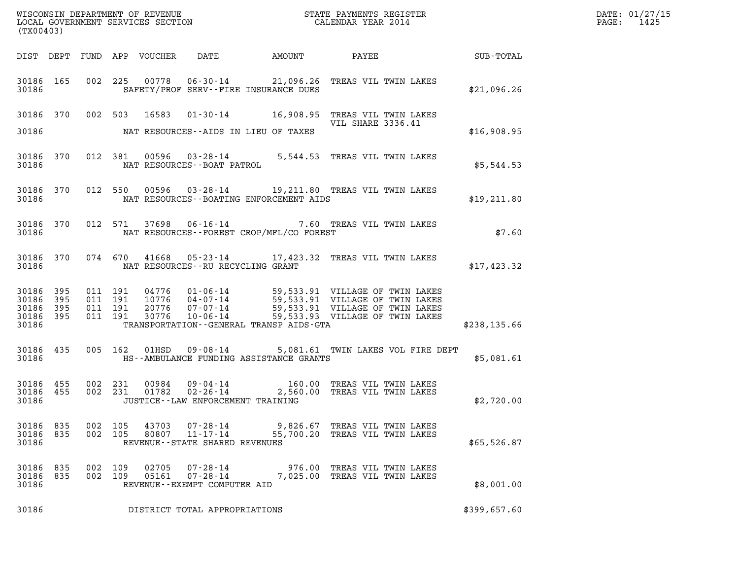WISCONSIN DEPARTMENT OF REVENUE
LOCAL GOVERNMENT SERVICES SECTION
(TX00403)

STATE PAYMENTS REGISTER
CALENDAR YEAR 2014

DATE: 01/27/15
PAGE: 1425

| DIST | DEPT | FUND | APP | VOUCHER | DATE | AMOUNT | PAYEE | SUB-TOTAL |
|---|---|---|---|---|---|---|---|---|
| 30186 | 165 | 002 | 225 | 00778 | 06-30-14 | 21,096.26 | TREAS VIL TWIN LAKES | |
| 30186 | | | | | SAFETY/PROF SERV--FIRE INSURANCE DUES | | | $21,096.26 |
| 30186 | 370 | 002 | 503 | 16583 | 01-30-14 | 16,908.95 | TREAS VIL TWIN LAKES VIL SHARE 3336.41 | |
| 30186 | | | | | NAT RESOURCES--AIDS IN LIEU OF TAXES | | | $16,908.95 |
| 30186 | 370 | 012 | 381 | 00596 | 03-28-14 | 5,544.53 | TREAS VIL TWIN LAKES | |
| 30186 | | | | | NAT RESOURCES--BOAT PATROL | | | $5,544.53 |
| 30186 | 370 | 012 | 550 | 00596 | 03-28-14 | 19,211.80 | TREAS VIL TWIN LAKES | |
| 30186 | | | | | NAT RESOURCES--BOATING ENFORCEMENT AIDS | | | $19,211.80 |
| 30186 | 370 | 012 | 571 | 37698 | 06-16-14 | 7.60 | TREAS VIL TWIN LAKES | |
| 30186 | | | | | NAT RESOURCES--FOREST CROP/MFL/CO FOREST | | | $7.60 |
| 30186 | 370 | 074 | 670 | 41668 | 05-23-14 | 17,423.32 | TREAS VIL TWIN LAKES | |
| 30186 | | | | | NAT RESOURCES--RU RECYCLING GRANT | | | $17,423.32 |
| 30186 | 395 | 011 | 191 | 04776 | 01-06-14 | 59,533.91 | VILLAGE OF TWIN LAKES | |
| 30186 | 395 | 011 | 191 | 10776 | 04-07-14 | 59,533.91 | VILLAGE OF TWIN LAKES | |
| 30186 | 395 | 011 | 191 | 20776 | 07-07-14 | 59,533.91 | VILLAGE OF TWIN LAKES | |
| 30186 | 395 | 011 | 191 | 30776 | 10-06-14 | 59,533.93 | VILLAGE OF TWIN LAKES | |
| 30186 | | | | | TRANSPORTATION--GENERAL TRANSP AIDS-GTA | | | $238,135.66 |
| 30186 | 435 | 005 | 162 | 01HSD | 09-08-14 | 5,081.61 | TWIN LAKES VOL FIRE DEPT | |
| 30186 | | | | | HS--AMBULANCE FUNDING ASSISTANCE GRANTS | | | $5,081.61 |
| 30186 | 455 | 002 | 231 | 00984 | 09-04-14 | 160.00 | TREAS VIL TWIN LAKES | |
| 30186 | 455 | 002 | 231 | 01782 | 02-26-14 | 2,560.00 | TREAS VIL TWIN LAKES | |
| 30186 | | | | | JUSTICE--LAW ENFORCEMENT TRAINING | | | $2,720.00 |
| 30186 | 835 | 002 | 105 | 43703 | 07-28-14 | 9,826.67 | TREAS VIL TWIN LAKES | |
| 30186 | 835 | 002 | 105 | 80807 | 11-17-14 | 55,700.20 | TREAS VIL TWIN LAKES | |
| 30186 | | | | | REVENUE--STATE SHARED REVENUES | | | $65,526.87 |
| 30186 | 835 | 002 | 109 | 02705 | 07-28-14 | 976.00 | TREAS VIL TWIN LAKES | |
| 30186 | 835 | 002 | 109 | 05161 | 07-28-14 | 7,025.00 | TREAS VIL TWIN LAKES | |
| 30186 | | | | | REVENUE--EXEMPT COMPUTER AID | | | $8,001.00 |
| 30186 | | | | | DISTRICT TOTAL APPROPRIATIONS | | | $399,657.60 |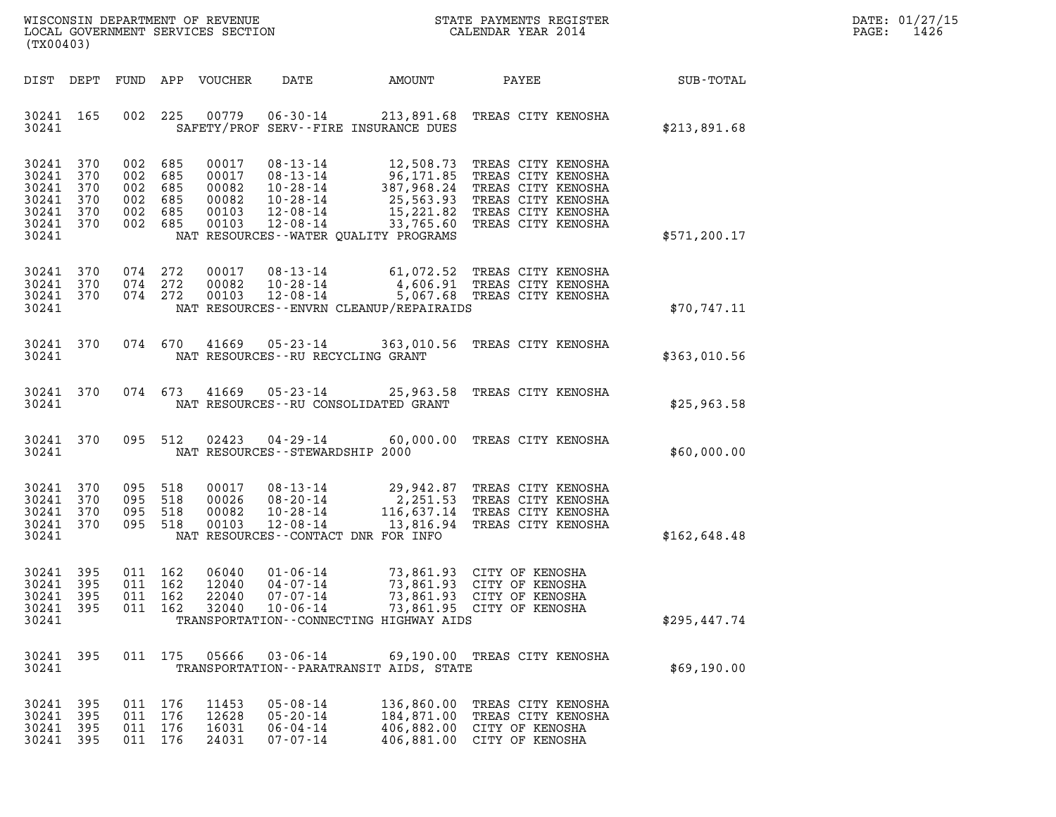WISCONSIN DEPARTMENT OF REVENUE
LOCAL GOVERNMENT SERVICES SECTION
(TX00403)

STATE PAYMENTS REGISTER
CALENDAR YEAR 2014

DATE: 01/27/15
PAGE: 1426

| DIST | DEPT | FUND | APP | VOUCHER | DATE | AMOUNT | PAYEE | SUB-TOTAL |
|---|---|---|---|---|---|---|---|---|
| 30241 | 165 | 002 | 225 | 00779 | 06-30-14 | 213,891.68 | TREAS CITY KENOSHA | |
| 30241 | | | | | SAFETY/PROF SERV--FIRE INSURANCE DUES | | | $213,891.68 |
| 30241 | 370 | 002 | 685 | 00017 | 08-13-14 | 12,508.73 | TREAS CITY KENOSHA | |
| 30241 | 370 | 002 | 685 | 00017 | 08-13-14 | 96,171.85 | TREAS CITY KENOSHA | |
| 30241 | 370 | 002 | 685 | 00082 | 10-28-14 | 387,968.24 | TREAS CITY KENOSHA | |
| 30241 | 370 | 002 | 685 | 00082 | 10-28-14 | 25,563.93 | TREAS CITY KENOSHA | |
| 30241 | 370 | 002 | 685 | 00103 | 12-08-14 | 15,221.82 | TREAS CITY KENOSHA | |
| 30241 | 370 | 002 | 685 | 00103 | 12-08-14 | 33,765.60 | TREAS CITY KENOSHA | |
| 30241 | | | | | NAT RESOURCES--WATER QUALITY PROGRAMS | | | $571,200.17 |
| 30241 | 370 | 074 | 272 | 00017 | 08-13-14 | 61,072.52 | TREAS CITY KENOSHA | |
| 30241 | 370 | 074 | 272 | 00082 | 10-28-14 | 4,606.91 | TREAS CITY KENOSHA | |
| 30241 | 370 | 074 | 272 | 00103 | 12-08-14 | 5,067.68 | TREAS CITY KENOSHA | |
| 30241 | | | | | NAT RESOURCES--ENVRN CLEANUP/REPAIRAIDS | | | $70,747.11 |
| 30241 | 370 | 074 | 670 | 41669 | 05-23-14 | 363,010.56 | TREAS CITY KENOSHA | |
| 30241 | | | | | NAT RESOURCES--RU RECYCLING GRANT | | | $363,010.56 |
| 30241 | 370 | 074 | 673 | 41669 | 05-23-14 | 25,963.58 | TREAS CITY KENOSHA | |
| 30241 | | | | | NAT RESOURCES--RU CONSOLIDATED GRANT | | | $25,963.58 |
| 30241 | 370 | 095 | 512 | 02423 | 04-29-14 | 60,000.00 | TREAS CITY KENOSHA | |
| 30241 | | | | | NAT RESOURCES--STEWARDSHIP 2000 | | | $60,000.00 |
| 30241 | 370 | 095 | 518 | 00017 | 08-13-14 | 29,942.87 | TREAS CITY KENOSHA | |
| 30241 | 370 | 095 | 518 | 00026 | 08-20-14 | 2,251.53 | TREAS CITY KENOSHA | |
| 30241 | 370 | 095 | 518 | 00082 | 10-28-14 | 116,637.14 | TREAS CITY KENOSHA | |
| 30241 | 370 | 095 | 518 | 00103 | 12-08-14 | 13,816.94 | TREAS CITY KENOSHA | |
| 30241 | | | | | NAT RESOURCES--CONTACT DNR FOR INFO | | | $162,648.48 |
| 30241 | 395 | 011 | 162 | 06040 | 01-06-14 | 73,861.93 | CITY OF KENOSHA | |
| 30241 | 395 | 011 | 162 | 12040 | 04-07-14 | 73,861.93 | CITY OF KENOSHA | |
| 30241 | 395 | 011 | 162 | 22040 | 07-07-14 | 73,861.93 | CITY OF KENOSHA | |
| 30241 | 395 | 011 | 162 | 32040 | 10-06-14 | 73,861.95 | CITY OF KENOSHA | |
| 30241 | | | | | TRANSPORTATION--CONNECTING HIGHWAY AIDS | | | $295,447.74 |
| 30241 | 395 | 011 | 175 | 05666 | 03-06-14 | 69,190.00 | TREAS CITY KENOSHA | |
| 30241 | | | | | TRANSPORTATION--PARATRANSIT AIDS, STATE | | | $69,190.00 |
| 30241 | 395 | 011 | 176 | 11453 | 05-08-14 | 136,860.00 | TREAS CITY KENOSHA | |
| 30241 | 395 | 011 | 176 | 12628 | 05-20-14 | 184,871.00 | TREAS CITY KENOSHA | |
| 30241 | 395 | 011 | 176 | 16031 | 06-04-14 | 406,882.00 | CITY OF KENOSHA | |
| 30241 | 395 | 011 | 176 | 24031 | 07-07-14 | 406,881.00 | CITY OF KENOSHA | |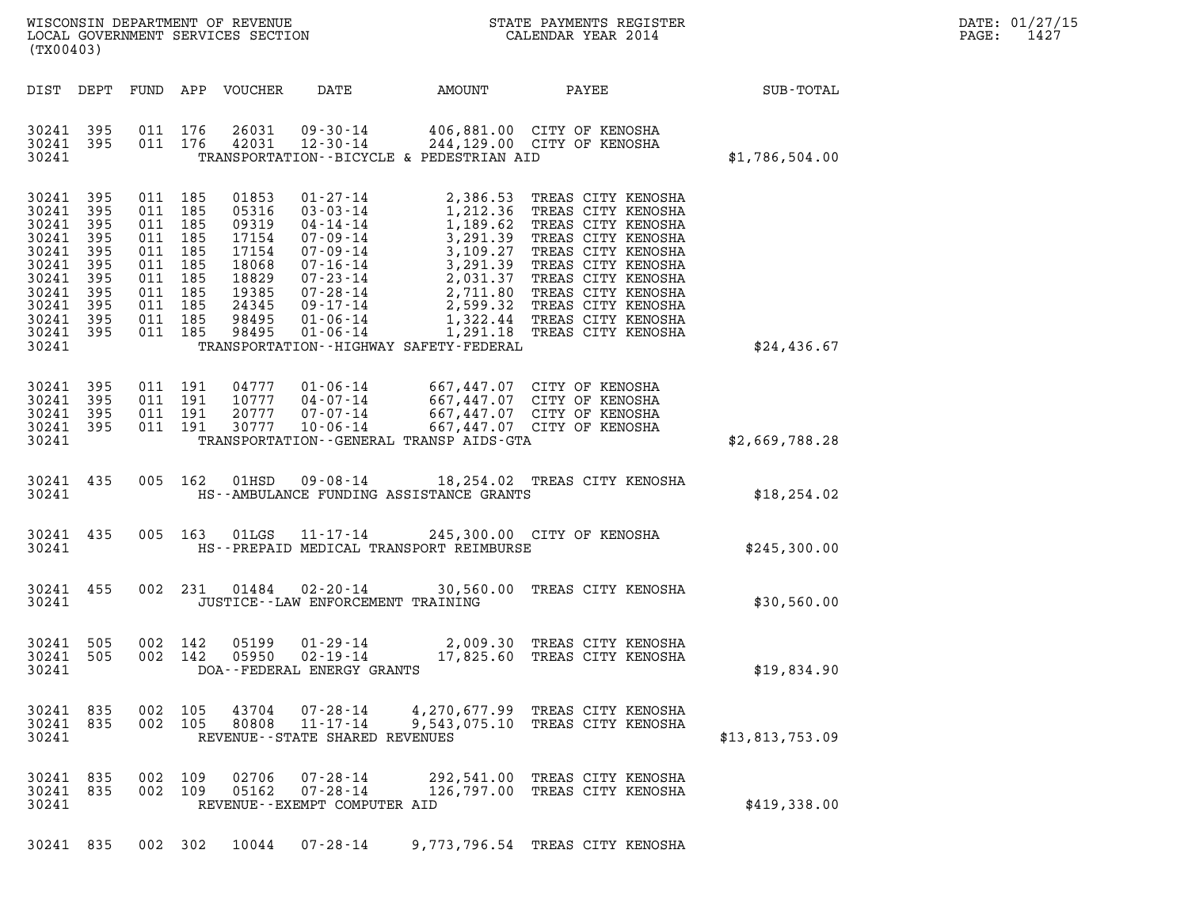| DIST | DEPT | FUND | APP | VOUCHER | DATE | AMOUNT | PAYEE | SUB-TOTAL |
|---|---|---|---|---|---|---|---|---|
| 30241 | 395 | 011 | 176 | 26031 | 09-30-14 | 406,881.00 | CITY OF KENOSHA | |
| 30241 | 395 | 011 | 176 | 42031 | 12-30-14 | 244,129.00 | CITY OF KENOSHA | |
| 30241 | | | | | TRANSPORTATION--BICYCLE & PEDESTRIAN AID | | | $1,786,504.00 |
| 30241 | 395 | 011 | 185 | 01853 | 01-27-14 | 2,386.53 | TREAS CITY KENOSHA | |
| 30241 | 395 | 011 | 185 | 05316 | 03-03-14 | 1,212.36 | TREAS CITY KENOSHA | |
| 30241 | 395 | 011 | 185 | 09319 | 04-14-14 | 1,189.62 | TREAS CITY KENOSHA | |
| 30241 | 395 | 011 | 185 | 17154 | 07-09-14 | 3,291.39 | TREAS CITY KENOSHA | |
| 30241 | 395 | 011 | 185 | 17154 | 07-09-14 | 3,109.27 | TREAS CITY KENOSHA | |
| 30241 | 395 | 011 | 185 | 18068 | 07-16-14 | 3,291.39 | TREAS CITY KENOSHA | |
| 30241 | 395 | 011 | 185 | 18829 | 07-23-14 | 2,031.37 | TREAS CITY KENOSHA | |
| 30241 | 395 | 011 | 185 | 19385 | 07-28-14 | 2,711.80 | TREAS CITY KENOSHA | |
| 30241 | 395 | 011 | 185 | 24345 | 09-17-14 | 2,599.32 | TREAS CITY KENOSHA | |
| 30241 | 395 | 011 | 185 | 98495 | 01-06-14 | 1,322.44 | TREAS CITY KENOSHA | |
| 30241 | 395 | 011 | 185 | 98495 | 01-06-14 | 1,291.18 | TREAS CITY KENOSHA | |
| 30241 | | | | | TRANSPORTATION--HIGHWAY SAFETY-FEDERAL | | | $24,436.67 |
| 30241 | 395 | 011 | 191 | 04777 | 01-06-14 | 667,447.07 | CITY OF KENOSHA | |
| 30241 | 395 | 011 | 191 | 10777 | 04-07-14 | 667,447.07 | CITY OF KENOSHA | |
| 30241 | 395 | 011 | 191 | 20777 | 07-07-14 | 667,447.07 | CITY OF KENOSHA | |
| 30241 | 395 | 011 | 191 | 30777 | 10-06-14 | 667,447.07 | CITY OF KENOSHA | |
| 30241 | | | | | TRANSPORTATION--GENERAL TRANSP AIDS-GTA | | | $2,669,788.28 |
| 30241 | 435 | 005 | 162 | 01HSD | 09-08-14 | 18,254.02 | TREAS CITY KENOSHA | |
| 30241 | | | | | HS--AMBULANCE FUNDING ASSISTANCE GRANTS | | | $18,254.02 |
| 30241 | 435 | 005 | 163 | 01LGS | 11-17-14 | 245,300.00 | CITY OF KENOSHA | |
| 30241 | | | | | HS--PREPAID MEDICAL TRANSPORT REIMBURSE | | | $245,300.00 |
| 30241 | 455 | 002 | 231 | 01484 | 02-20-14 | 30,560.00 | TREAS CITY KENOSHA | |
| 30241 | | | | | JUSTICE--LAW ENFORCEMENT TRAINING | | | $30,560.00 |
| 30241 | 505 | 002 | 142 | 05199 | 01-29-14 | 2,009.30 | TREAS CITY KENOSHA | |
| 30241 | 505 | 002 | 142 | 05950 | 02-19-14 | 17,825.60 | TREAS CITY KENOSHA | |
| 30241 | | | | | DOA--FEDERAL ENERGY GRANTS | | | $19,834.90 |
| 30241 | 835 | 002 | 105 | 43704 | 07-28-14 | 4,270,677.99 | TREAS CITY KENOSHA | |
| 30241 | 835 | 002 | 105 | 80808 | 11-17-14 | 9,543,075.10 | TREAS CITY KENOSHA | |
| 30241 | | | | | REVENUE--STATE SHARED REVENUES | | | $13,813,753.09 |
| 30241 | 835 | 002 | 109 | 02706 | 07-28-14 | 292,541.00 | TREAS CITY KENOSHA | |
| 30241 | 835 | 002 | 109 | 05162 | 07-28-14 | 126,797.00 | TREAS CITY KENOSHA | |
| 30241 | | | | | REVENUE--EXEMPT COMPUTER AID | | | $419,338.00 |
| 30241 | 835 | 002 | 302 | 10044 | 07-28-14 | 9,773,796.54 | TREAS CITY KENOSHA | |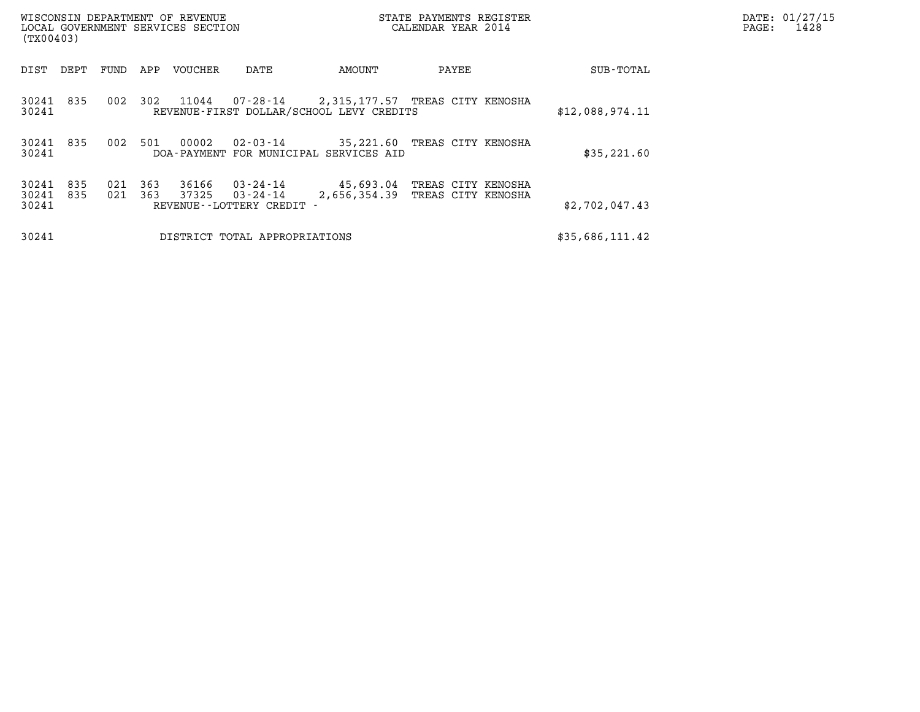| DIST | DEPT | FUND | APP | VOUCHER | DATE | AMOUNT | PAYEE | SUB-TOTAL |
|---|---|---|---|---|---|---|---|---|
| 30241 | 835 | 002 | 302 | 11044 | 07-28-14 | 2,315,177.57 | TREAS CITY KENOSHA | |
| 30241 | | | | REVENUE-FIRST DOLLAR/SCHOOL LEVY CREDITS | | | | $12,088,974.11 |
| 30241 | 835 | 002 | 501 | 00002 | 02-03-14 | 35,221.60 | TREAS CITY KENOSHA | |
| 30241 | | | | DOA-PAYMENT FOR MUNICIPAL SERVICES AID | | | | $35,221.60 |
| 30241 | 835 | 021 | 363 | 36166 | 03-24-14 | 45,693.04 | TREAS CITY KENOSHA | |
| 30241 | 835 | 021 | 363 | 37325 | 03-24-14 | 2,656,354.39 | TREAS CITY KENOSHA | |
| 30241 | | | | REVENUE--LOTTERY CREDIT - | | | | $2,702,047.43 |
| 30241 | | | | DISTRICT TOTAL APPROPRIATIONS | | | | $35,686,111.42 |